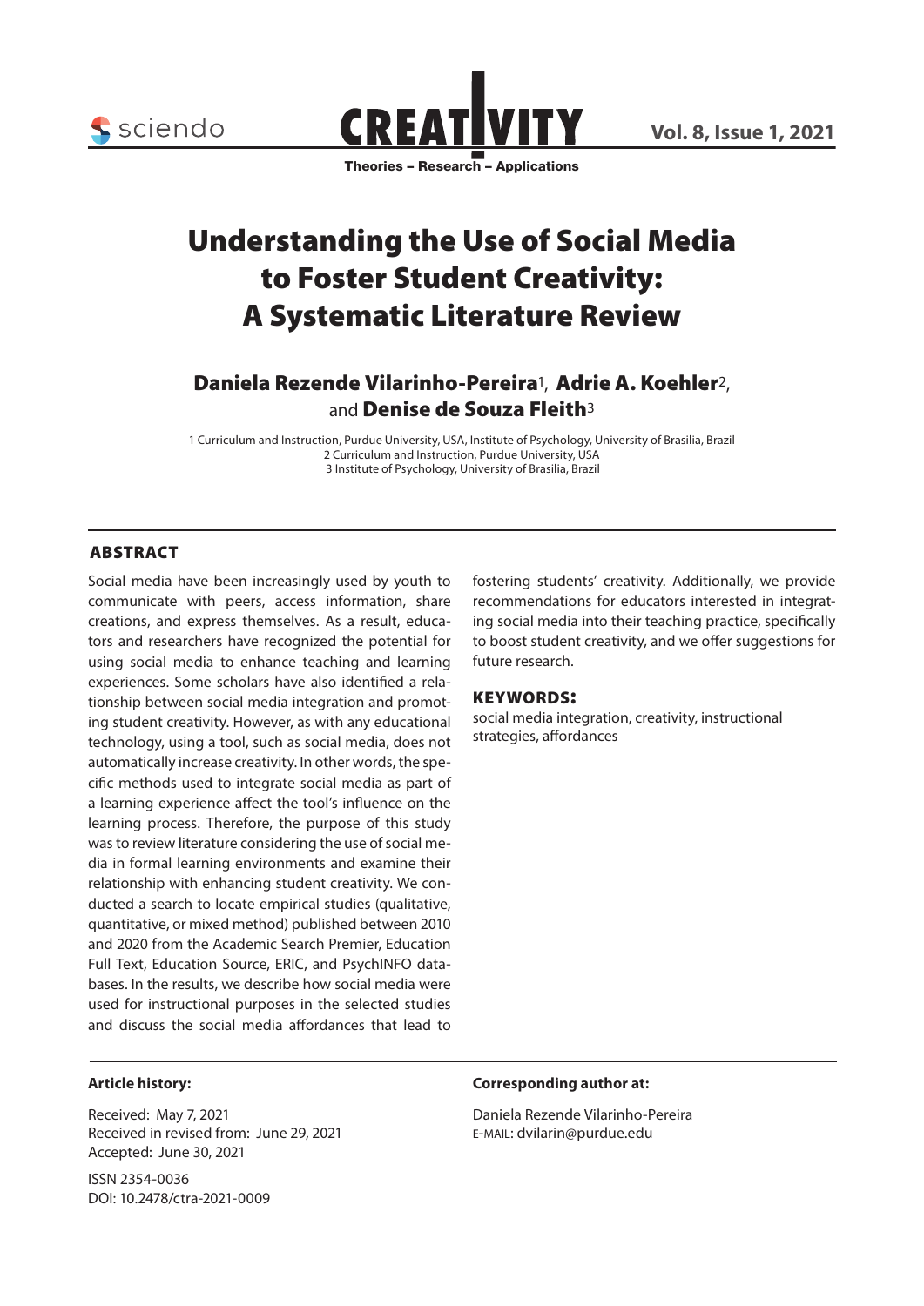# Understanding the Use of Social Media to Foster Student Creativity: A Systematic Literature Review

**Daniela Rezende Vilarinho-Pereira**[1], **Adrie A. Koehler**[2], and **Denise de Souza Fleith**[3]

1 Curriculum and Instruction, Purdue University, USA, Institute of Psychology, University of Brasilia, Brazil
2 Curriculum and Instruction, Purdue University, USA
3 Institute of Psychology, University of Brasilia, Brazil

## ABSTRACT

Social media have been increasingly used by youth to communicate with peers, access information, share creations, and express themselves. As a result, educators and researchers have recognized the potential for using social media to enhance teaching and learning experiences. Some scholars have also identified a relationship between social media integration and promoting student creativity. However, as with any educational technology, using a tool, such as social media, does not automatically increase creativity. In other words, the specific methods used to integrate social media as part of a learning experience affect the tool's influence on the learning process. Therefore, the purpose of this study was to review literature considering the use of social media in formal learning environments and examine their relationship with enhancing student creativity. We conducted a search to locate empirical studies (qualitative, quantitative, or mixed method) published between 2010 and 2020 from the Academic Search Premier, Education Full Text, Education Source, ERIC, and PsychINFO databases. In the results, we describe how social media were used for instructional purposes in the selected studies and discuss the social media affordances that lead to fostering students' creativity. Additionally, we provide recommendations for educators interested in integrating social media into their teaching practice, specifically to boost student creativity, and we offer suggestions for future research.

## KEYWORDS:

social media integration, creativity, instructional strategies, affordances

**Article history:**

Received: May 7, 2021
Received in revised from: June 29, 2021
Accepted: June 30, 2021

ISSN 2354-0036
DOI: 10.2478/ctra-2021-0009

**Corresponding author at:**

Daniela Rezende Vilarinho-Pereira
E-MAIL: dvilarin@purdue.edu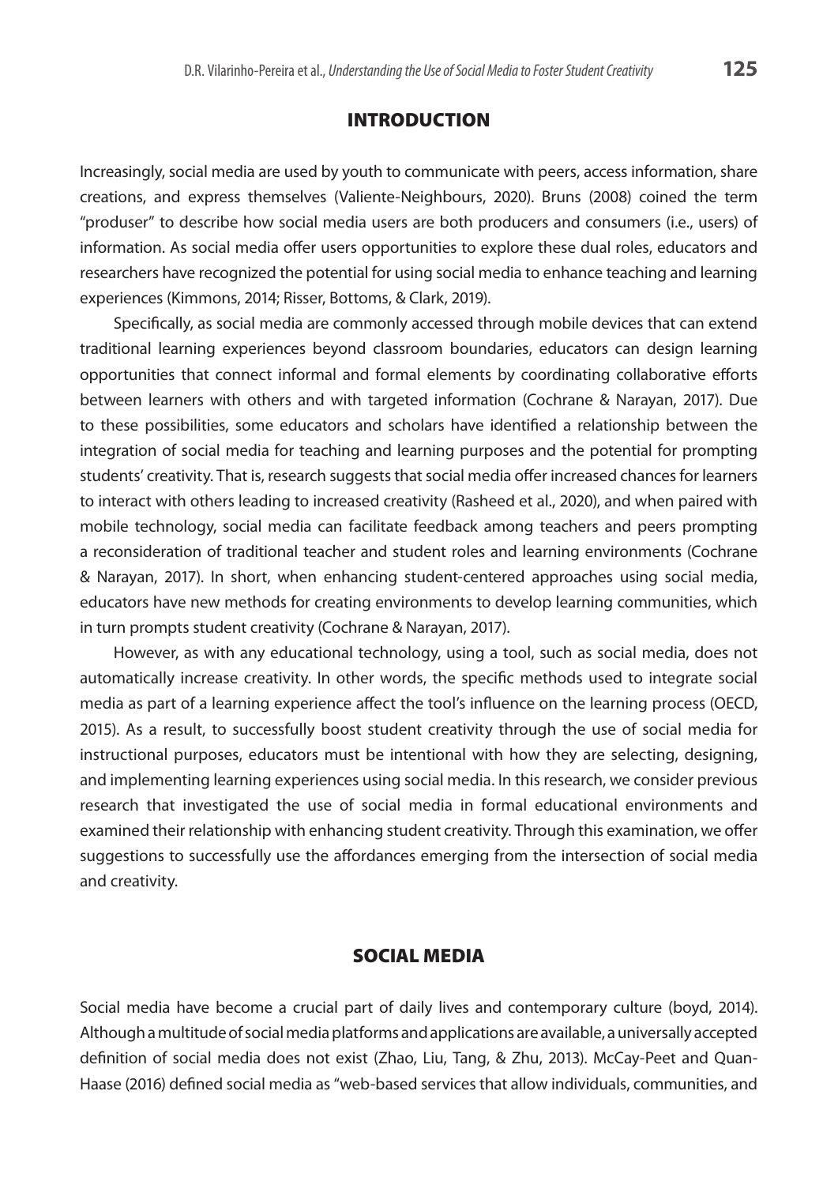## INTRODUCTION

Increasingly, social media are used by youth to communicate with peers, access information, share creations, and express themselves (Valiente-Neighbours, 2020). Bruns (2008) coined the term "produser" to describe how social media users are both producers and consumers (i.e., users) of information. As social media offer users opportunities to explore these dual roles, educators and researchers have recognized the potential for using social media to enhance teaching and learning experiences (Kimmons, 2014; Risser, Bottoms, & Clark, 2019).

Specifically, as social media are commonly accessed through mobile devices that can extend traditional learning experiences beyond classroom boundaries, educators can design learning opportunities that connect informal and formal elements by coordinating collaborative efforts between learners with others and with targeted information (Cochrane & Narayan, 2017). Due to these possibilities, some educators and scholars have identified a relationship between the integration of social media for teaching and learning purposes and the potential for prompting students' creativity. That is, research suggests that social media offer increased chances for learners to interact with others leading to increased creativity (Rasheed et al., 2020), and when paired with mobile technology, social media can facilitate feedback among teachers and peers prompting a reconsideration of traditional teacher and student roles and learning environments (Cochrane & Narayan, 2017). In short, when enhancing student-centered approaches using social media, educators have new methods for creating environments to develop learning communities, which in turn prompts student creativity (Cochrane & Narayan, 2017).

However, as with any educational technology, using a tool, such as social media, does not automatically increase creativity. In other words, the specific methods used to integrate social media as part of a learning experience affect the tool's influence on the learning process (OECD, 2015). As a result, to successfully boost student creativity through the use of social media for instructional purposes, educators must be intentional with how they are selecting, designing, and implementing learning experiences using social media. In this research, we consider previous research that investigated the use of social media in formal educational environments and examined their relationship with enhancing student creativity. Through this examination, we offer suggestions to successfully use the affordances emerging from the intersection of social media and creativity.

## SOCIAL MEDIA

Social media have become a crucial part of daily lives and contemporary culture (boyd, 2014). Although a multitude of social media platforms and applications are available, a universally accepted definition of social media does not exist (Zhao, Liu, Tang, & Zhu, 2013). McCay-Peet and Quan-Haase (2016) defined social media as "web-based services that allow individuals, communities, and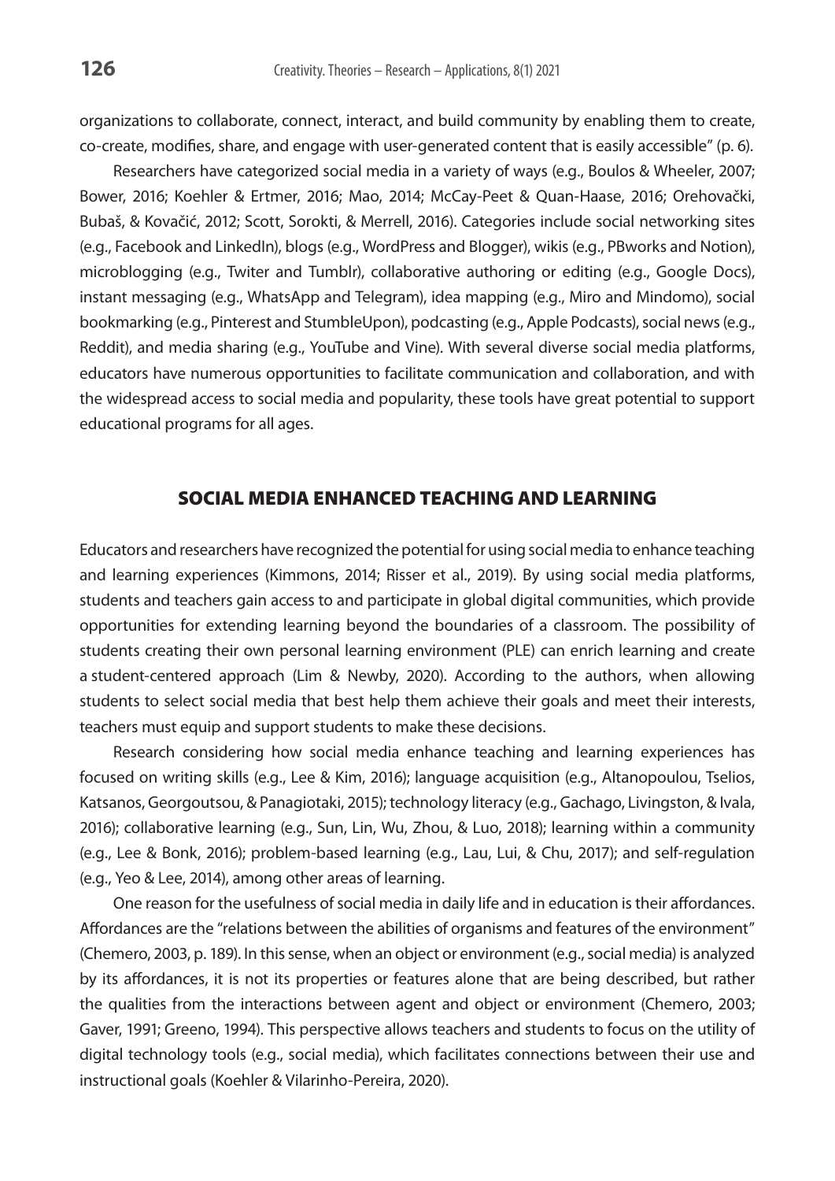organizations to collaborate, connect, interact, and build community by enabling them to create, co-create, modifies, share, and engage with user-generated content that is easily accessible" (p. 6).

Researchers have categorized social media in a variety of ways (e.g., Boulos & Wheeler, 2007; Bower, 2016; Koehler & Ertmer, 2016; Mao, 2014; McCay-Peet & Quan-Haase, 2016; Orehovački, Bubaš, & Kovačić, 2012; Scott, Sorokti, & Merrell, 2016). Categories include social networking sites (e.g., Facebook and LinkedIn), blogs (e.g., WordPress and Blogger), wikis (e.g., PBworks and Notion), microblogging (e.g., Twiter and Tumblr), collaborative authoring or editing (e.g., Google Docs), instant messaging (e.g., WhatsApp and Telegram), idea mapping (e.g., Miro and Mindomo), social bookmarking (e.g., Pinterest and StumbleUpon), podcasting (e.g., Apple Podcasts), social news (e.g., Reddit), and media sharing (e.g., YouTube and Vine). With several diverse social media platforms, educators have numerous opportunities to facilitate communication and collaboration, and with the widespread access to social media and popularity, these tools have great potential to support educational programs for all ages.

## SOCIAL MEDIA ENHANCED TEACHING AND LEARNING

Educators and researchers have recognized the potential for using social media to enhance teaching and learning experiences (Kimmons, 2014; Risser et al., 2019). By using social media platforms, students and teachers gain access to and participate in global digital communities, which provide opportunities for extending learning beyond the boundaries of a classroom. The possibility of students creating their own personal learning environment (PLE) can enrich learning and create a student-centered approach (Lim & Newby, 2020). According to the authors, when allowing students to select social media that best help them achieve their goals and meet their interests, teachers must equip and support students to make these decisions.

Research considering how social media enhance teaching and learning experiences has focused on writing skills (e.g., Lee & Kim, 2016); language acquisition (e.g., Altanopoulou, Tselios, Katsanos, Georgoutsou, & Panagiotaki, 2015); technology literacy (e.g., Gachago, Livingston, & Ivala, 2016); collaborative learning (e.g., Sun, Lin, Wu, Zhou, & Luo, 2018); learning within a community (e.g., Lee & Bonk, 2016); problem-based learning (e.g., Lau, Lui, & Chu, 2017); and self-regulation (e.g., Yeo & Lee, 2014), among other areas of learning.

One reason for the usefulness of social media in daily life and in education is their affordances. Affordances are the "relations between the abilities of organisms and features of the environment" (Chemero, 2003, p. 189). In this sense, when an object or environment (e.g., social media) is analyzed by its affordances, it is not its properties or features alone that are being described, but rather the qualities from the interactions between agent and object or environment (Chemero, 2003; Gaver, 1991; Greeno, 1994). This perspective allows teachers and students to focus on the utility of digital technology tools (e.g., social media), which facilitates connections between their use and instructional goals (Koehler & Vilarinho-Pereira, 2020).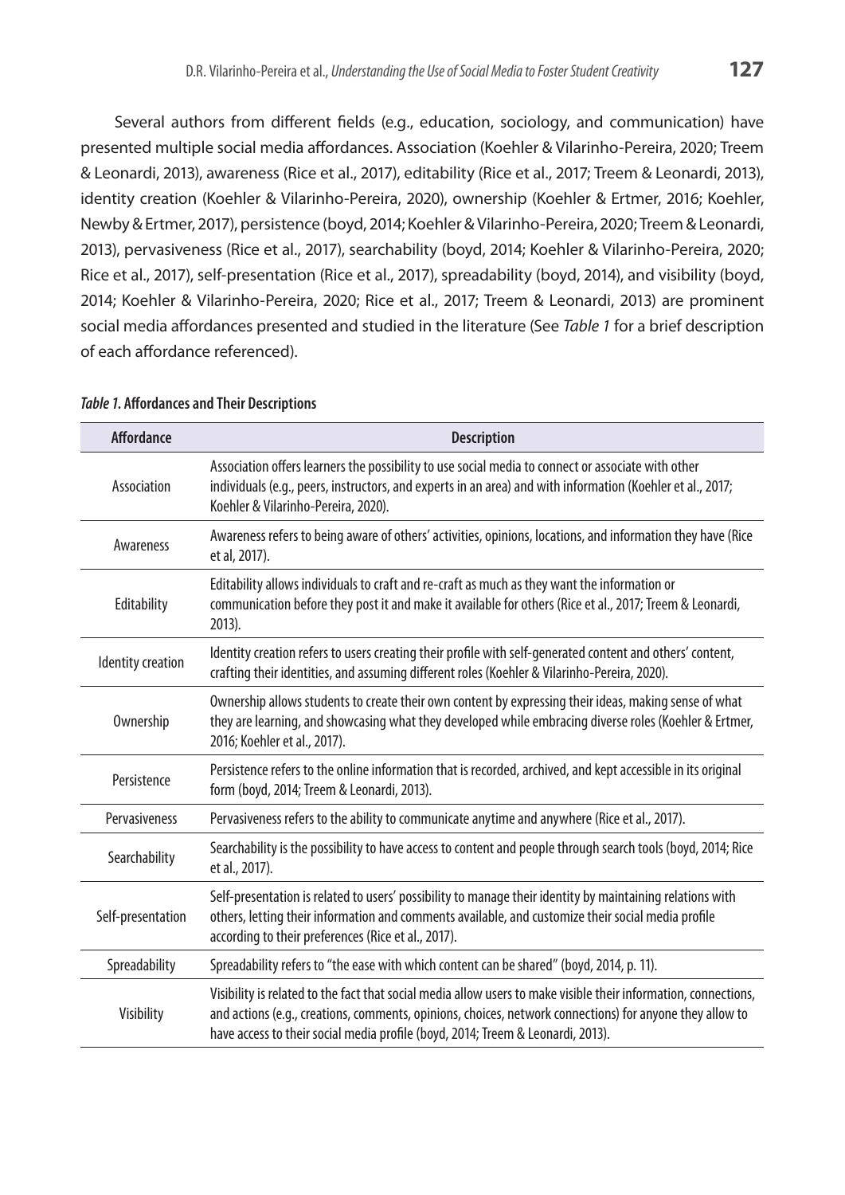Several authors from different fields (e.g., education, sociology, and communication) have presented multiple social media affordances. Association (Koehler & Vilarinho-Pereira, 2020; Treem & Leonardi, 2013), awareness (Rice et al., 2017), editability (Rice et al., 2017; Treem & Leonardi, 2013), identity creation (Koehler & Vilarinho-Pereira, 2020), ownership (Koehler & Ertmer, 2016; Koehler, Newby & Ertmer, 2017), persistence (boyd, 2014; Koehler & Vilarinho-Pereira, 2020; Treem & Leonardi, 2013), pervasiveness (Rice et al., 2017), searchability (boyd, 2014; Koehler & Vilarinho-Pereira, 2020; Rice et al., 2017), self-presentation (Rice et al., 2017), spreadability (boyd, 2014), and visibility (boyd, 2014; Koehler & Vilarinho-Pereira, 2020; Rice et al., 2017; Treem & Leonardi, 2013) are prominent social media affordances presented and studied in the literature (See *Table 1* for a brief description of each affordance referenced).

***Table 1*. Affordances and Their Descriptions**

| Affordance | Description |
| --- | --- |
| Association | Association offers learners the possibility to use social media to connect or associate with other individuals (e.g., peers, instructors, and experts in an area) and with information (Koehler et al., 2017; Koehler & Vilarinho-Pereira, 2020). |
| Awareness | Awareness refers to being aware of others' activities, opinions, locations, and information they have (Rice et al, 2017). |
| Editability | Editability allows individuals to craft and re-craft as much as they want the information or communication before they post it and make it available for others (Rice et al., 2017; Treem & Leonardi, 2013). |
| Identity creation | Identity creation refers to users creating their profile with self-generated content and others' content, crafting their identities, and assuming different roles (Koehler & Vilarinho-Pereira, 2020). |
| Ownership | Ownership allows students to create their own content by expressing their ideas, making sense of what they are learning, and showcasing what they developed while embracing diverse roles (Koehler & Ertmer, 2016; Koehler et al., 2017). |
| Persistence | Persistence refers to the online information that is recorded, archived, and kept accessible in its original form (boyd, 2014; Treem & Leonardi, 2013). |
| Pervasiveness | Pervasiveness refers to the ability to communicate anytime and anywhere (Rice et al., 2017). |
| Searchability | Searchability is the possibility to have access to content and people through search tools (boyd, 2014; Rice et al., 2017). |
| Self-presentation | Self-presentation is related to users' possibility to manage their identity by maintaining relations with others, letting their information and comments available, and customize their social media profile according to their preferences (Rice et al., 2017). |
| Spreadability | Spreadability refers to "the ease with which content can be shared" (boyd, 2014, p. 11). |
| Visibility | Visibility is related to the fact that social media allow users to make visible their information, connections, and actions (e.g., creations, comments, opinions, choices, network connections) for anyone they allow to have access to their social media profile (boyd, 2014; Treem & Leonardi, 2013). |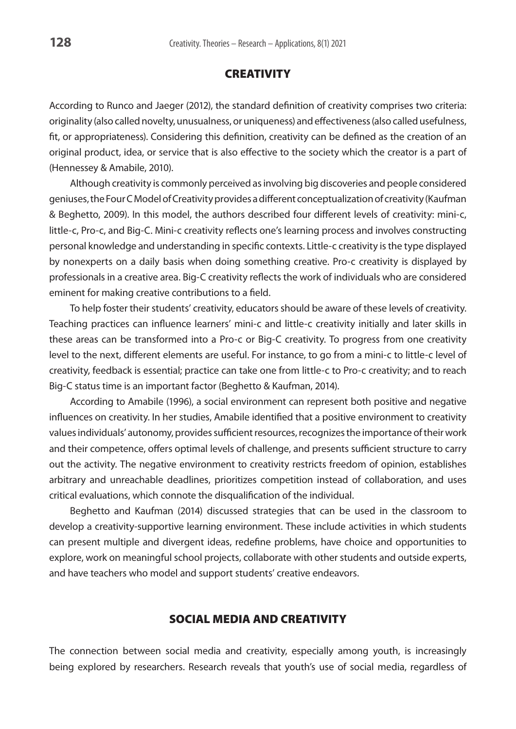## CREATIVITY

According to Runco and Jaeger (2012), the standard definition of creativity comprises two criteria: originality (also called novelty, unusualness, or uniqueness) and effectiveness (also called usefulness, fit, or appropriateness). Considering this definition, creativity can be defined as the creation of an original product, idea, or service that is also effective to the society which the creator is a part of (Hennessey & Amabile, 2010).

Although creativity is commonly perceived as involving big discoveries and people considered geniuses, the Four C Model of Creativity provides a different conceptualization of creativity (Kaufman & Beghetto, 2009). In this model, the authors described four different levels of creativity: mini-c, little-c, Pro-c, and Big-C. Mini-c creativity reflects one's learning process and involves constructing personal knowledge and understanding in specific contexts. Little-c creativity is the type displayed by nonexperts on a daily basis when doing something creative. Pro-c creativity is displayed by professionals in a creative area. Big-C creativity reflects the work of individuals who are considered eminent for making creative contributions to a field.

To help foster their students' creativity, educators should be aware of these levels of creativity. Teaching practices can influence learners' mini-c and little-c creativity initially and later skills in these areas can be transformed into a Pro-c or Big-C creativity. To progress from one creativity level to the next, different elements are useful. For instance, to go from a mini-c to little-c level of creativity, feedback is essential; practice can take one from little-c to Pro-c creativity; and to reach Big-C status time is an important factor (Beghetto & Kaufman, 2014).

According to Amabile (1996), a social environment can represent both positive and negative influences on creativity. In her studies, Amabile identified that a positive environment to creativity values individuals' autonomy, provides sufficient resources, recognizes the importance of their work and their competence, offers optimal levels of challenge, and presents sufficient structure to carry out the activity. The negative environment to creativity restricts freedom of opinion, establishes arbitrary and unreachable deadlines, prioritizes competition instead of collaboration, and uses critical evaluations, which connote the disqualification of the individual.

Beghetto and Kaufman (2014) discussed strategies that can be used in the classroom to develop a creativity-supportive learning environment. These include activities in which students can present multiple and divergent ideas, redefine problems, have choice and opportunities to explore, work on meaningful school projects, collaborate with other students and outside experts, and have teachers who model and support students' creative endeavors.

## SOCIAL MEDIA AND CREATIVITY

The connection between social media and creativity, especially among youth, is increasingly being explored by researchers. Research reveals that youth's use of social media, regardless of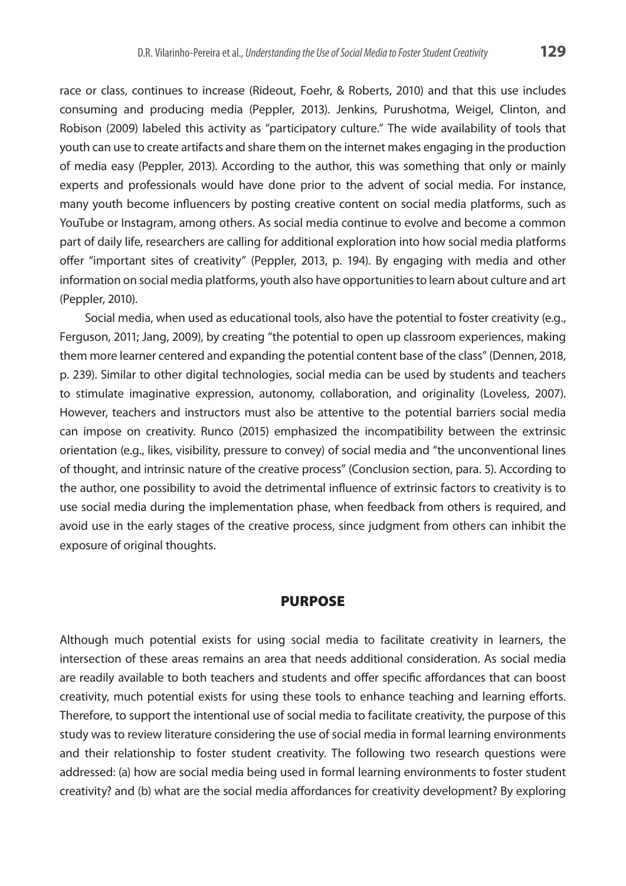race or class, continues to increase (Rideout, Foehr, & Roberts, 2010) and that this use includes consuming and producing media (Peppler, 2013). Jenkins, Purushotma, Weigel, Clinton, and Robison (2009) labeled this activity as "participatory culture." The wide availability of tools that youth can use to create artifacts and share them on the internet makes engaging in the production of media easy (Peppler, 2013). According to the author, this was something that only or mainly experts and professionals would have done prior to the advent of social media. For instance, many youth become influencers by posting creative content on social media platforms, such as YouTube or Instagram, among others. As social media continue to evolve and become a common part of daily life, researchers are calling for additional exploration into how social media platforms offer "important sites of creativity" (Peppler, 2013, p. 194). By engaging with media and other information on social media platforms, youth also have opportunities to learn about culture and art (Peppler, 2010).

Social media, when used as educational tools, also have the potential to foster creativity (e.g., Ferguson, 2011; Jang, 2009), by creating "the potential to open up classroom experiences, making them more learner centered and expanding the potential content base of the class" (Dennen, 2018, p. 239). Similar to other digital technologies, social media can be used by students and teachers to stimulate imaginative expression, autonomy, collaboration, and originality (Loveless, 2007). However, teachers and instructors must also be attentive to the potential barriers social media can impose on creativity. Runco (2015) emphasized the incompatibility between the extrinsic orientation (e.g., likes, visibility, pressure to convey) of social media and "the unconventional lines of thought, and intrinsic nature of the creative process" (Conclusion section, para. 5). According to the author, one possibility to avoid the detrimental influence of extrinsic factors to creativity is to use social media during the implementation phase, when feedback from others is required, and avoid use in the early stages of the creative process, since judgment from others can inhibit the exposure of original thoughts.

## PURPOSE

Although much potential exists for using social media to facilitate creativity in learners, the intersection of these areas remains an area that needs additional consideration. As social media are readily available to both teachers and students and offer specific affordances that can boost creativity, much potential exists for using these tools to enhance teaching and learning efforts. Therefore, to support the intentional use of social media to facilitate creativity, the purpose of this study was to review literature considering the use of social media in formal learning environments and their relationship to foster student creativity. The following two research questions were addressed: (a) how are social media being used in formal learning environments to foster student creativity? and (b) what are the social media affordances for creativity development? By exploring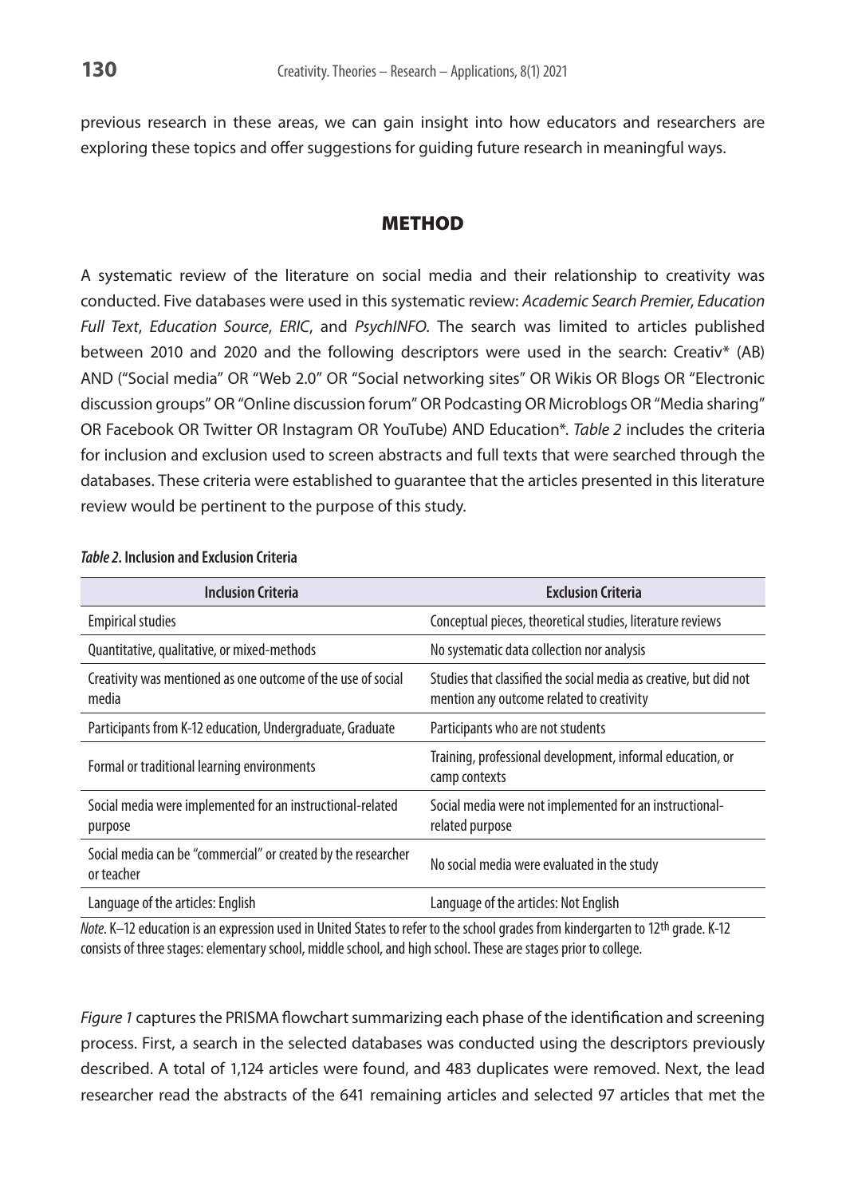previous research in these areas, we can gain insight into how educators and researchers are exploring these topics and offer suggestions for guiding future research in meaningful ways.

## METHOD

A systematic review of the literature on social media and their relationship to creativity was conducted. Five databases were used in this systematic review: *Academic Search Premier*, *Education Full Text*, *Education Source*, *ERIC*, and *PsychINFO*. The search was limited to articles published between 2010 and 2020 and the following descriptors were used in the search: Creativ* (AB) AND ("Social media" OR "Web 2.0" OR "Social networking sites" OR Wikis OR Blogs OR "Electronic discussion groups" OR "Online discussion forum" OR Podcasting OR Microblogs OR "Media sharing" OR Facebook OR Twitter OR Instagram OR YouTube) AND Education*. *Table 2* includes the criteria for inclusion and exclusion used to screen abstracts and full texts that were searched through the databases. These criteria were established to guarantee that the articles presented in this literature review would be pertinent to the purpose of this study.

***Table 2*. Inclusion and Exclusion Criteria**

| Inclusion Criteria | Exclusion Criteria |
|---|---|
| Empirical studies | Conceptual pieces, theoretical studies, literature reviews |
| Quantitative, qualitative, or mixed-methods | No systematic data collection nor analysis |
| Creativity was mentioned as one outcome of the use of social media | Studies that classified the social media as creative, but did not mention any outcome related to creativity |
| Participants from K-12 education, Undergraduate, Graduate | Participants who are not students |
| Formal or traditional learning environments | Training, professional development, informal education, or camp contexts |
| Social media were implemented for an instructional-related purpose | Social media were not implemented for an instructional-related purpose |
| Social media can be "commercial" or created by the researcher or teacher | No social media were evaluated in the study |
| Language of the articles: English | Language of the articles: Not English |

*Note*. K–12 education is an expression used in United States to refer to the school grades from kindergarten to 12th grade. K-12 consists of three stages: elementary school, middle school, and high school. These are stages prior to college.

*Figure 1* captures the PRISMA flowchart summarizing each phase of the identification and screening process. First, a search in the selected databases was conducted using the descriptors previously described. A total of 1,124 articles were found, and 483 duplicates were removed. Next, the lead researcher read the abstracts of the 641 remaining articles and selected 97 articles that met the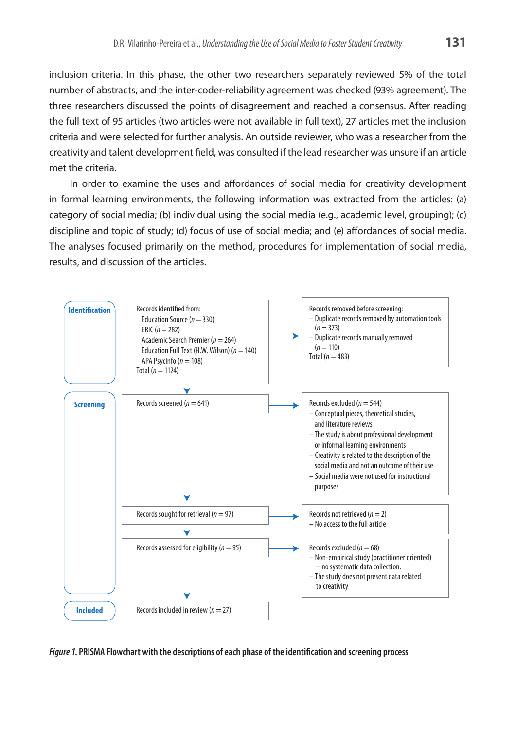inclusion criteria. In this phase, the other two researchers separately reviewed 5% of the total number of abstracts, and the inter-coder-reliability agreement was checked (93% agreement). The three researchers discussed the points of disagreement and reached a consensus. After reading the full text of 95 articles (two articles were not available in full text), 27 articles met the inclusion criteria and were selected for further analysis. An outside reviewer, who was a researcher from the creativity and talent development field, was consulted if the lead researcher was unsure if an article met the criteria.

In order to examine the uses and affordances of social media for creativity development in formal learning environments, the following information was extracted from the articles: (a) category of social media; (b) individual using the social media (e.g., academic level, grouping); (c) discipline and topic of study; (d) focus of use of social media; and (e) affordances of social media. The analyses focused primarily on the method, procedures for implementation of social media, results, and discussion of the articles.

**Identification**

Records identified from:
- Education Source ($n = 330$)
- ERIC ($n = 282$)
- Academic Search Premier ($n = 264$)
- Education Full Text (H.W. Wilson) ($n = 140$)
- APA PsycInfo ($n = 108$)

Total ($n = 1124$)

→ Records removed before screening:
- Duplicate records removed by automation tools ($n = 373$)
- Duplicate records manually removed ($n = 110$)

Total ($n = 483$)

**Screening**

Records screened ($n = 641$)

→ Records excluded ($n = 544$)
- Conceptual pieces, theoretical studies, and literature reviews
- The study is about professional development or informal learning environments
- Creativity is related to the description of the social media and not an outcome of their use
- Social media were not used for instructional purposes

Records sought for retrieval ($n = 97$)

→ Records not retrieved ($n = 2$)
- No access to the full article

Records assessed for eligibility ($n = 95$)

→ Records excluded ($n = 68$)
- Non-empirical study (practitioner oriented)
  - no systematic data collection.
- The study does not present data related to creativity

**Included**

Records included in review ($n = 27$)

*Figure 1.* **PRISMA Flowchart with the descriptions of each phase of the identification and screening process**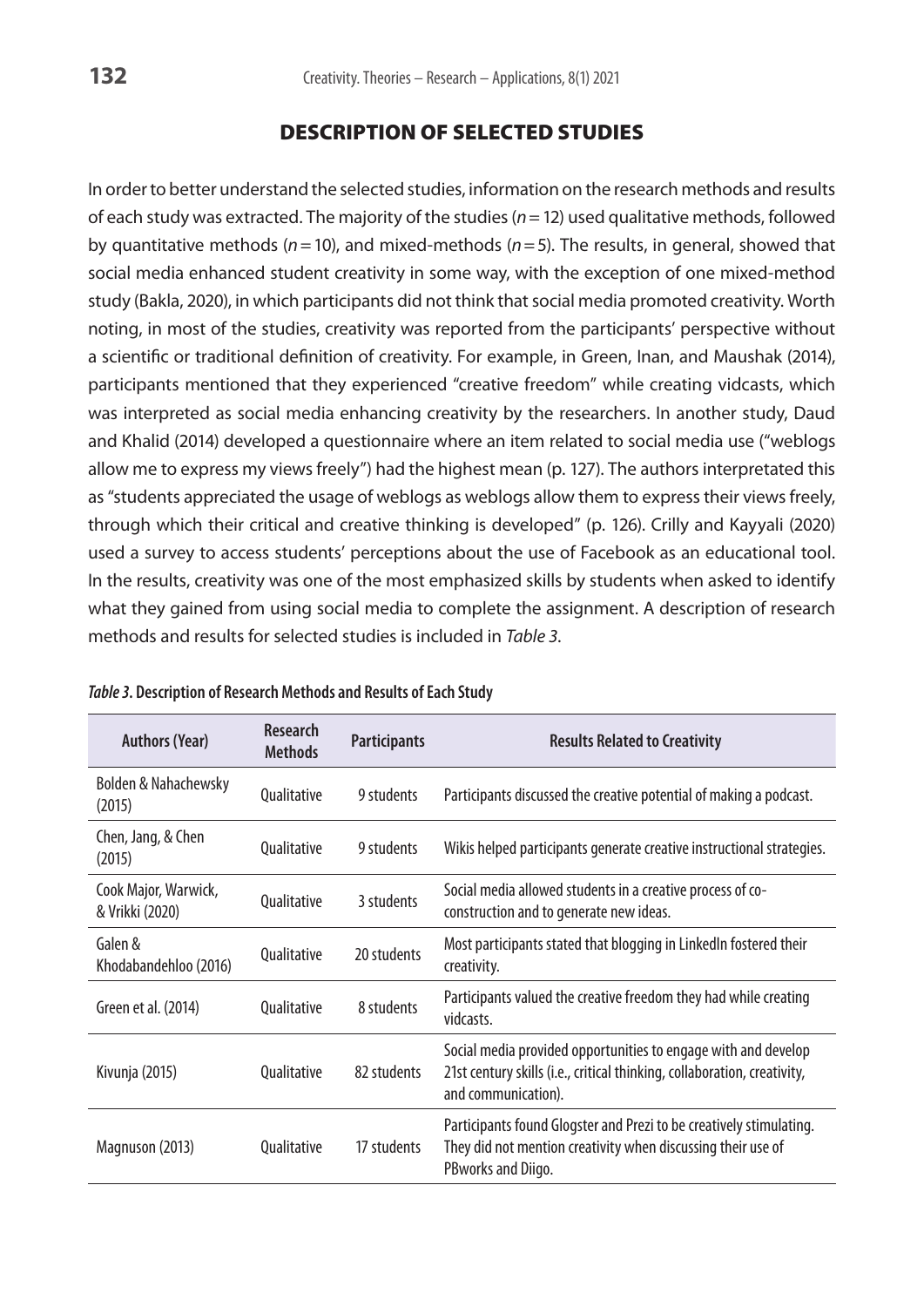## DESCRIPTION OF SELECTED STUDIES

In order to better understand the selected studies, information on the research methods and results of each study was extracted. The majority of the studies ($n = 12$) used qualitative methods, followed by quantitative methods ($n = 10$), and mixed-methods ($n = 5$). The results, in general, showed that social media enhanced student creativity in some way, with the exception of one mixed-method study (Bakla, 2020), in which participants did not think that social media promoted creativity. Worth noting, in most of the studies, creativity was reported from the participants' perspective without a scientific or traditional definition of creativity. For example, in Green, Inan, and Maushak (2014), participants mentioned that they experienced "creative freedom" while creating vidcasts, which was interpreted as social media enhancing creativity by the researchers. In another study, Daud and Khalid (2014) developed a questionnaire where an item related to social media use ("weblogs allow me to express my views freely") had the highest mean (p. 127). The authors interpretated this as "students appreciated the usage of weblogs as weblogs allow them to express their views freely, through which their critical and creative thinking is developed" (p. 126). Crilly and Kayyali (2020) used a survey to access students' perceptions about the use of Facebook as an educational tool. In the results, creativity was one of the most emphasized skills by students when asked to identify what they gained from using social media to complete the assignment. A description of research methods and results for selected studies is included in *Table 3*.

***Table 3*. Description of Research Methods and Results of Each Study**

| Authors (Year) | Research Methods | Participants | Results Related to Creativity |
|---|---|---|---|
| Bolden & Nahachewsky (2015) | Qualitative | 9 students | Participants discussed the creative potential of making a podcast. |
| Chen, Jang, & Chen (2015) | Qualitative | 9 students | Wikis helped participants generate creative instructional strategies. |
| Cook Major, Warwick, & Vrikki (2020) | Qualitative | 3 students | Social media allowed students in a creative process of co-construction and to generate new ideas. |
| Galen & Khodabandehloo (2016) | Qualitative | 20 students | Most participants stated that blogging in LinkedIn fostered their creativity. |
| Green et al. (2014) | Qualitative | 8 students | Participants valued the creative freedom they had while creating vidcasts. |
| Kivunja (2015) | Qualitative | 82 students | Social media provided opportunities to engage with and develop 21st century skills (i.e., critical thinking, collaboration, creativity, and communication). |
| Magnuson (2013) | Qualitative | 17 students | Participants found Glogster and Prezi to be creatively stimulating. They did not mention creativity when discussing their use of PBworks and Diigo. |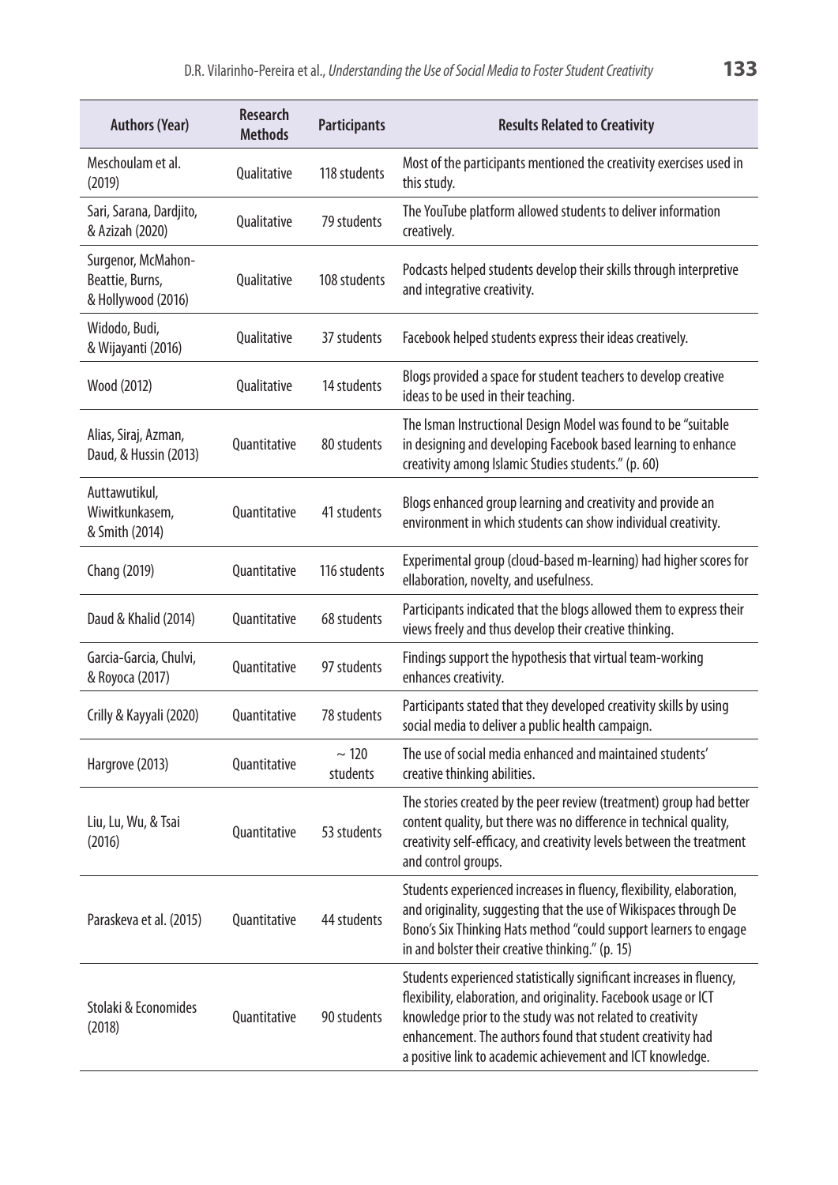| Authors (Year) | Research Methods | Participants | Results Related to Creativity |
|---|---|---|---|
| Meschoulam et al. (2019) | Qualitative | 118 students | Most of the participants mentioned the creativity exercises used in this study. |
| Sari, Sarana, Dardjito, & Azizah (2020) | Qualitative | 79 students | The YouTube platform allowed students to deliver information creatively. |
| Surgenor, McMahon-Beattie, Burns, & Hollywood (2016) | Qualitative | 108 students | Podcasts helped students develop their skills through interpretive and integrative creativity. |
| Widodo, Budi, & Wijayanti (2016) | Qualitative | 37 students | Facebook helped students express their ideas creatively. |
| Wood (2012) | Qualitative | 14 students | Blogs provided a space for student teachers to develop creative ideas to be used in their teaching. |
| Alias, Siraj, Azman, Daud, & Hussin (2013) | Quantitative | 80 students | The Isman Instructional Design Model was found to be "suitable in designing and developing Facebook based learning to enhance creativity among Islamic Studies students." (p. 60) |
| Auttawutikul, Wiwitkunkasem, & Smith (2014) | Quantitative | 41 students | Blogs enhanced group learning and creativity and provide an environment in which students can show individual creativity. |
| Chang (2019) | Quantitative | 116 students | Experimental group (cloud-based m-learning) had higher scores for ellaboration, novelty, and usefulness. |
| Daud & Khalid (2014) | Quantitative | 68 students | Participants indicated that the blogs allowed them to express their views freely and thus develop their creative thinking. |
| Garcia-Garcia, Chulvi, & Royoca (2017) | Quantitative | 97 students | Findings support the hypothesis that virtual team-working enhances creativity. |
| Crilly & Kayyali (2020) | Quantitative | 78 students | Participants stated that they developed creativity skills by using social media to deliver a public health campaign. |
| Hargrove (2013) | Quantitative | ~ 120 students | The use of social media enhanced and maintained students' creative thinking abilities. |
| Liu, Lu, Wu, & Tsai (2016) | Quantitative | 53 students | The stories created by the peer review (treatment) group had better content quality, but there was no difference in technical quality, creativity self-efficacy, and creativity levels between the treatment and control groups. |
| Paraskeva et al. (2015) | Quantitative | 44 students | Students experienced increases in fluency, flexibility, elaboration, and originality, suggesting that the use of Wikispaces through De Bono's Six Thinking Hats method "could support learners to engage in and bolster their creative thinking." (p. 15) |
| Stolaki & Economides (2018) | Quantitative | 90 students | Students experienced statistically significant increases in fluency, flexibility, elaboration, and originality. Facebook usage or ICT knowledge prior to the study was not related to creativity enhancement. The authors found that student creativity had a positive link to academic achievement and ICT knowledge. |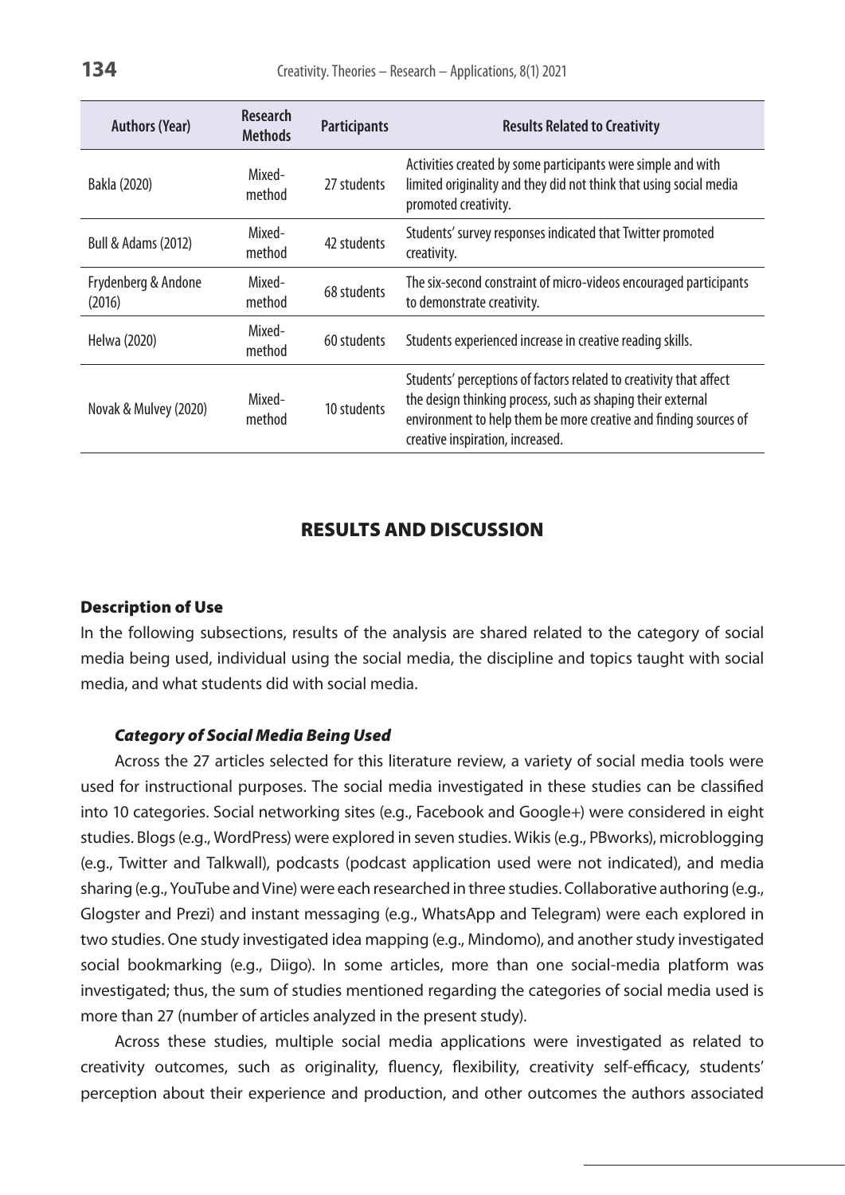| Authors (Year) | Research Methods | Participants | Results Related to Creativity |
|---|---|---|---|
| Bakla (2020) | Mixed-method | 27 students | Activities created by some participants were simple and with limited originality and they did not think that using social media promoted creativity. |
| Bull & Adams (2012) | Mixed-method | 42 students | Students' survey responses indicated that Twitter promoted creativity. |
| Frydenberg & Andone (2016) | Mixed-method | 68 students | The six-second constraint of micro-videos encouraged participants to demonstrate creativity. |
| Helwa (2020) | Mixed-method | 60 students | Students experienced increase in creative reading skills. |
| Novak & Mulvey (2020) | Mixed-method | 10 students | Students' perceptions of factors related to creativity that affect the design thinking process, such as shaping their external environment to help them be more creative and finding sources of creative inspiration, increased. |

## RESULTS AND DISCUSSION

### Description of Use

In the following subsections, results of the analysis are shared related to the category of social media being used, individual using the social media, the discipline and topics taught with social media, and what students did with social media.

#### *Category of Social Media Being Used*

Across the 27 articles selected for this literature review, a variety of social media tools were used for instructional purposes. The social media investigated in these studies can be classified into 10 categories. Social networking sites (e.g., Facebook and Google+) were considered in eight studies. Blogs (e.g., WordPress) were explored in seven studies. Wikis (e.g., PBworks), microblogging (e.g., Twitter and Talkwall), podcasts (podcast application used were not indicated), and media sharing (e.g., YouTube and Vine) were each researched in three studies. Collaborative authoring (e.g., Glogster and Prezi) and instant messaging (e.g., WhatsApp and Telegram) were each explored in two studies. One study investigated idea mapping (e.g., Mindomo), and another study investigated social bookmarking (e.g., Diigo). In some articles, more than one social-media platform was investigated; thus, the sum of studies mentioned regarding the categories of social media used is more than 27 (number of articles analyzed in the present study).

Across these studies, multiple social media applications were investigated as related to creativity outcomes, such as originality, fluency, flexibility, creativity self-efficacy, students' perception about their experience and production, and other outcomes the authors associated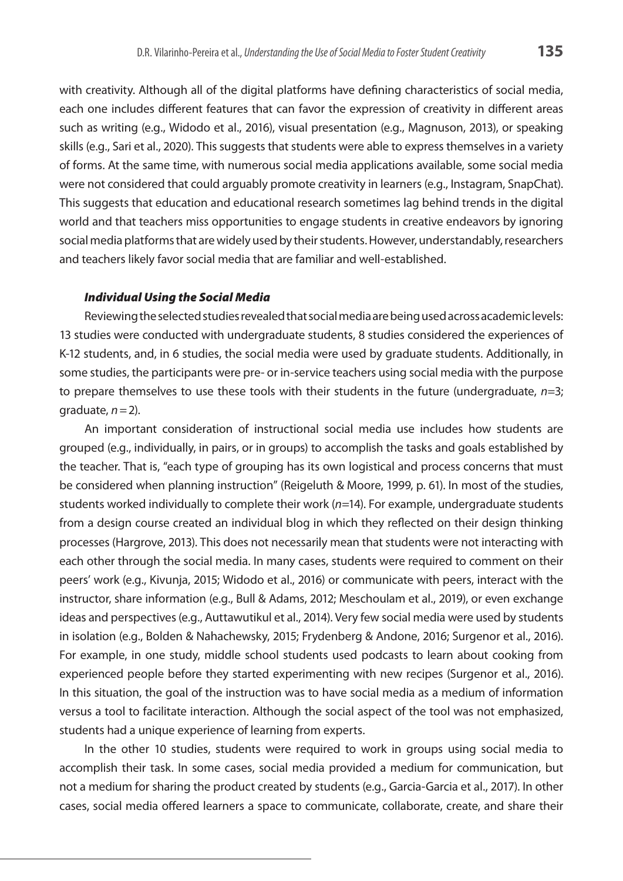with creativity. Although all of the digital platforms have defining characteristics of social media, each one includes different features that can favor the expression of creativity in different areas such as writing (e.g., Widodo et al., 2016), visual presentation (e.g., Magnuson, 2013), or speaking skills (e.g., Sari et al., 2020). This suggests that students were able to express themselves in a variety of forms. At the same time, with numerous social media applications available, some social media were not considered that could arguably promote creativity in learners (e.g., Instagram, SnapChat). This suggests that education and educational research sometimes lag behind trends in the digital world and that teachers miss opportunities to engage students in creative endeavors by ignoring social media platforms that are widely used by their students. However, understandably, researchers and teachers likely favor social media that are familiar and well-established.

#### *Individual Using the Social Media*

Reviewing the selected studies revealed that social media are being used across academic levels: 13 studies were conducted with undergraduate students, 8 studies considered the experiences of K-12 students, and, in 6 studies, the social media were used by graduate students. Additionally, in some studies, the participants were pre- or in-service teachers using social media with the purpose to prepare themselves to use these tools with their students in the future (undergraduate, $n=3$; graduate, $n = 2$).

An important consideration of instructional social media use includes how students are grouped (e.g., individually, in pairs, or in groups) to accomplish the tasks and goals established by the teacher. That is, "each type of grouping has its own logistical and process concerns that must be considered when planning instruction" (Reigeluth & Moore, 1999, p. 61). In most of the studies, students worked individually to complete their work ($n=14$). For example, undergraduate students from a design course created an individual blog in which they reflected on their design thinking processes (Hargrove, 2013). This does not necessarily mean that students were not interacting with each other through the social media. In many cases, students were required to comment on their peers' work (e.g., Kivunja, 2015; Widodo et al., 2016) or communicate with peers, interact with the instructor, share information (e.g., Bull & Adams, 2012; Meschoulam et al., 2019), or even exchange ideas and perspectives (e.g., Auttawutikul et al., 2014). Very few social media were used by students in isolation (e.g., Bolden & Nahachewsky, 2015; Frydenberg & Andone, 2016; Surgenor et al., 2016). For example, in one study, middle school students used podcasts to learn about cooking from experienced people before they started experimenting with new recipes (Surgenor et al., 2016). In this situation, the goal of the instruction was to have social media as a medium of information versus a tool to facilitate interaction. Although the social aspect of the tool was not emphasized, students had a unique experience of learning from experts.

In the other 10 studies, students were required to work in groups using social media to accomplish their task. In some cases, social media provided a medium for communication, but not a medium for sharing the product created by students (e.g., Garcia-Garcia et al., 2017). In other cases, social media offered learners a space to communicate, collaborate, create, and share their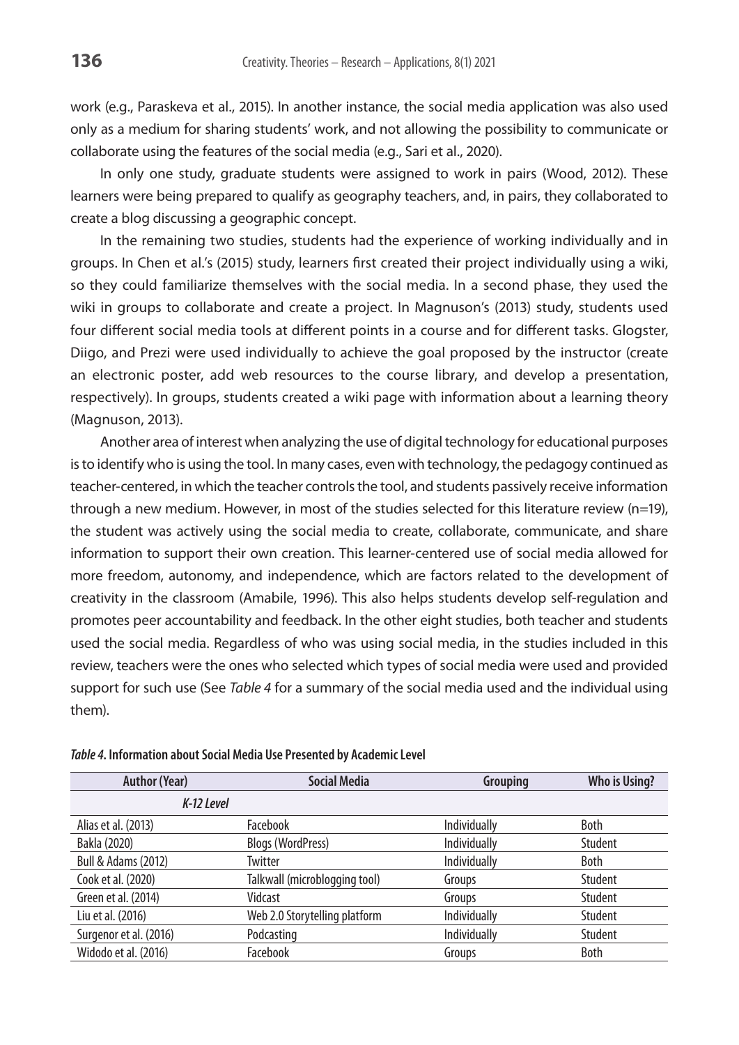work (e.g., Paraskeva et al., 2015). In another instance, the social media application was also used only as a medium for sharing students' work, and not allowing the possibility to communicate or collaborate using the features of the social media (e.g., Sari et al., 2020).

In only one study, graduate students were assigned to work in pairs (Wood, 2012). These learners were being prepared to qualify as geography teachers, and, in pairs, they collaborated to create a blog discussing a geographic concept.

In the remaining two studies, students had the experience of working individually and in groups. In Chen et al.'s (2015) study, learners first created their project individually using a wiki, so they could familiarize themselves with the social media. In a second phase, they used the wiki in groups to collaborate and create a project. In Magnuson's (2013) study, students used four different social media tools at different points in a course and for different tasks. Glogster, Diigo, and Prezi were used individually to achieve the goal proposed by the instructor (create an electronic poster, add web resources to the course library, and develop a presentation, respectively). In groups, students created a wiki page with information about a learning theory (Magnuson, 2013).

Another area of interest when analyzing the use of digital technology for educational purposes is to identify who is using the tool. In many cases, even with technology, the pedagogy continued as teacher-centered, in which the teacher controls the tool, and students passively receive information through a new medium. However, in most of the studies selected for this literature review (n=19), the student was actively using the social media to create, collaborate, communicate, and share information to support their own creation. This learner-centered use of social media allowed for more freedom, autonomy, and independence, which are factors related to the development of creativity in the classroom (Amabile, 1996). This also helps students develop self-regulation and promotes peer accountability and feedback. In the other eight studies, both teacher and students used the social media. Regardless of who was using social media, in the studies included in this review, teachers were the ones who selected which types of social media were used and provided support for such use (See *Table 4* for a summary of the social media used and the individual using them).

***Table 4*. Information about Social Media Use Presented by Academic Level**

| Author (Year) | Social Media | Grouping | Who is Using? |
|---|---|---|---|
| *K-12 Level* | | | |
| Alias et al. (2013) | Facebook | Individually | Both |
| Bakla (2020) | Blogs (WordPress) | Individually | Student |
| Bull & Adams (2012) | Twitter | Individually | Both |
| Cook et al. (2020) | Talkwall (microblogging tool) | Groups | Student |
| Green et al. (2014) | Vidcast | Groups | Student |
| Liu et al. (2016) | Web 2.0 Storytelling platform | Individually | Student |
| Surgenor et al. (2016) | Podcasting | Individually | Student |
| Widodo et al. (2016) | Facebook | Groups | Both |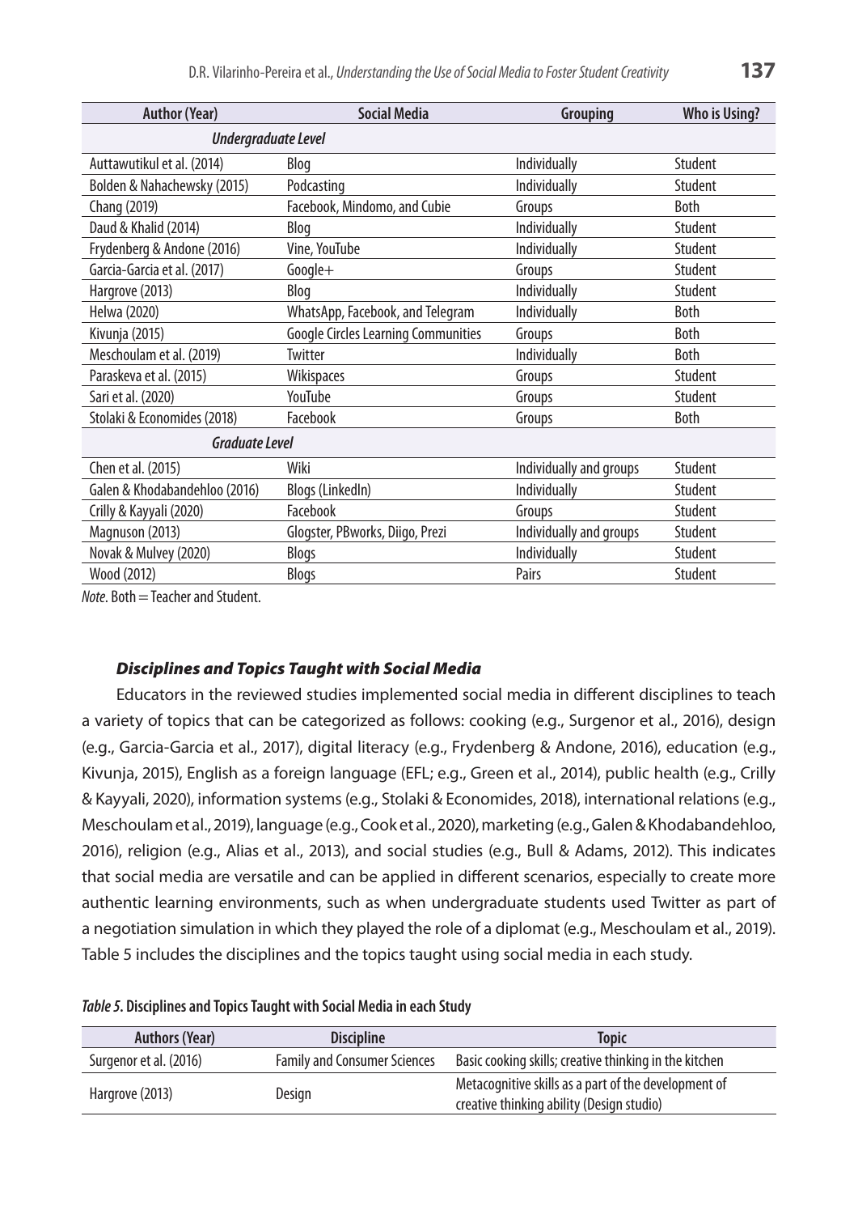| Author (Year) | Social Media | Grouping | Who is Using? |
|---|---|---|---|
| *Undergraduate Level* | | | |
| Auttawutikul et al. (2014) | Blog | Individually | Student |
| Bolden & Nahachewsky (2015) | Podcasting | Individually | Student |
| Chang (2019) | Facebook, Mindomo, and Cubie | Groups | Both |
| Daud & Khalid (2014) | Blog | Individually | Student |
| Frydenberg & Andone (2016) | Vine, YouTube | Individually | Student |
| Garcia-Garcia et al. (2017) | Google+ | Groups | Student |
| Hargrove (2013) | Blog | Individually | Student |
| Helwa (2020) | WhatsApp, Facebook, and Telegram | Individually | Both |
| Kivunja (2015) | Google Circles Learning Communities | Groups | Both |
| Meschoulam et al. (2019) | Twitter | Individually | Both |
| Paraskeva et al. (2015) | Wikispaces | Groups | Student |
| Sari et al. (2020) | YouTube | Groups | Student |
| Stolaki & Economides (2018) | Facebook | Groups | Both |
| *Graduate Level* | | | |
| Chen et al. (2015) | Wiki | Individually and groups | Student |
| Galen & Khodabandehloo (2016) | Blogs (LinkedIn) | Individually | Student |
| Crilly & Kayyali (2020) | Facebook | Groups | Student |
| Magnuson (2013) | Glogster, PBworks, Diigo, Prezi | Individually and groups | Student |
| Novak & Mulvey (2020) | Blogs | Individually | Student |
| Wood (2012) | Blogs | Pairs | Student |

*Note*. Both = Teacher and Student.

### *Disciplines and Topics Taught with Social Media*

Educators in the reviewed studies implemented social media in different disciplines to teach a variety of topics that can be categorized as follows: cooking (e.g., Surgenor et al., 2016), design (e.g., Garcia-Garcia et al., 2017), digital literacy (e.g., Frydenberg & Andone, 2016), education (e.g., Kivunja, 2015), English as a foreign language (EFL; e.g., Green et al., 2014), public health (e.g., Crilly & Kayyali, 2020), information systems (e.g., Stolaki & Economides, 2018), international relations (e.g., Meschoulam et al., 2019), language (e.g., Cook et al., 2020), marketing (e.g., Galen & Khodabandehloo, 2016), religion (e.g., Alias et al., 2013), and social studies (e.g., Bull & Adams, 2012). This indicates that social media are versatile and can be applied in different scenarios, especially to create more authentic learning environments, such as when undergraduate students used Twitter as part of a negotiation simulation in which they played the role of a diplomat (e.g., Meschoulam et al., 2019). Table 5 includes the disciplines and the topics taught using social media in each study.

***Table 5*. Disciplines and Topics Taught with Social Media in each Study**

| Authors (Year) | Discipline | Topic |
|---|---|---|
| Surgenor et al. (2016) | Family and Consumer Sciences | Basic cooking skills; creative thinking in the kitchen |
| Hargrove (2013) | Design | Metacognitive skills as a part of the development of creative thinking ability (Design studio) |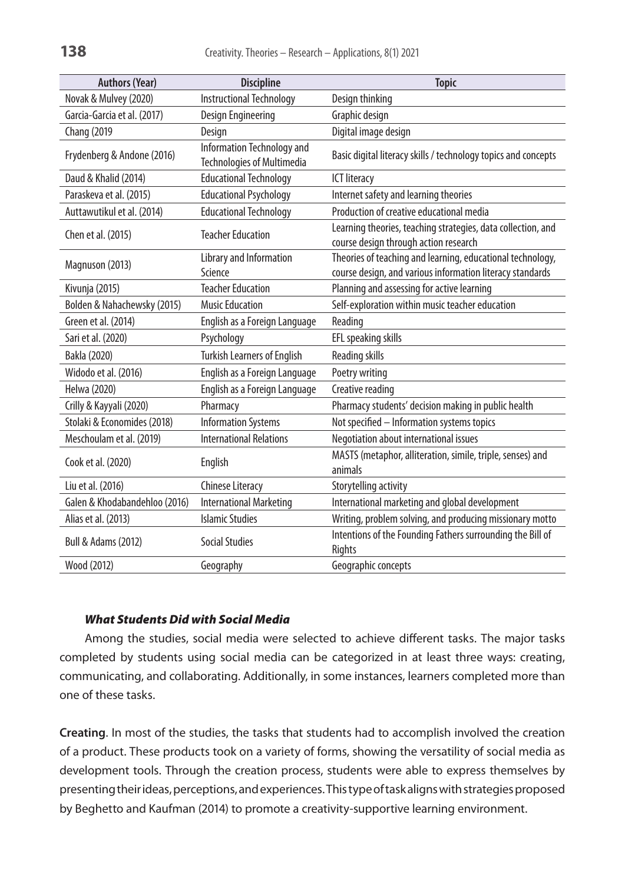| Authors (Year) | Discipline | Topic |
|---|---|---|
| Novak & Mulvey (2020) | Instructional Technology | Design thinking |
| Garcia-Garcia et al. (2017) | Design Engineering | Graphic design |
| Chang (2019 | Design | Digital image design |
| Frydenberg & Andone (2016) | Information Technology and Technologies of Multimedia | Basic digital literacy skills / technology topics and concepts |
| Daud & Khalid (2014) | Educational Technology | ICT literacy |
| Paraskeva et al. (2015) | Educational Psychology | Internet safety and learning theories |
| Auttawutikul et al. (2014) | Educational Technology | Production of creative educational media |
| Chen et al. (2015) | Teacher Education | Learning theories, teaching strategies, data collection, and course design through action research |
| Magnuson (2013) | Library and Information Science | Theories of teaching and learning, educational technology, course design, and various information literacy standards |
| Kivunja (2015) | Teacher Education | Planning and assessing for active learning |
| Bolden & Nahachewsky (2015) | Music Education | Self-exploration within music teacher education |
| Green et al. (2014) | English as a Foreign Language | Reading |
| Sari et al. (2020) | Psychology | EFL speaking skills |
| Bakla (2020) | Turkish Learners of English | Reading skills |
| Widodo et al. (2016) | English as a Foreign Language | Poetry writing |
| Helwa (2020) | English as a Foreign Language | Creative reading |
| Crilly & Kayyali (2020) | Pharmacy | Pharmacy students' decision making in public health |
| Stolaki & Economides (2018) | Information Systems | Not specified – Information systems topics |
| Meschoulam et al. (2019) | International Relations | Negotiation about international issues |
| Cook et al. (2020) | English | MASTS (metaphor, alliteration, simile, triple, senses) and animals |
| Liu et al. (2016) | Chinese Literacy | Storytelling activity |
| Galen & Khodabandehloo (2016) | International Marketing | International marketing and global development |
| Alias et al. (2013) | Islamic Studies | Writing, problem solving, and producing missionary motto |
| Bull & Adams (2012) | Social Studies | Intentions of the Founding Fathers surrounding the Bill of Rights |
| Wood (2012) | Geography | Geographic concepts |

### *What Students Did with Social Media*

Among the studies, social media were selected to achieve different tasks. The major tasks completed by students using social media can be categorized in at least three ways: creating, communicating, and collaborating. Additionally, in some instances, learners completed more than one of these tasks.

**Creating**. In most of the studies, the tasks that students had to accomplish involved the creation of a product. These products took on a variety of forms, showing the versatility of social media as development tools. Through the creation process, students were able to express themselves by presenting their ideas, perceptions, and experiences. This type of task aligns with strategies proposed by Beghetto and Kaufman (2014) to promote a creativity-supportive learning environment.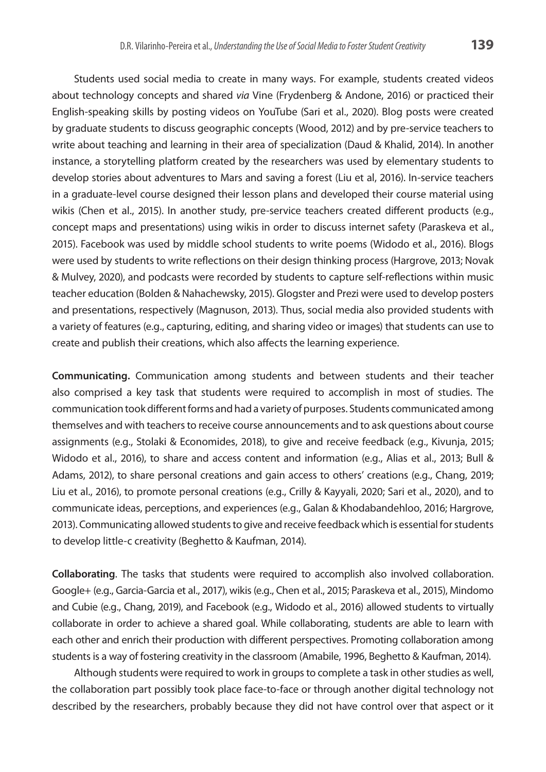Students used social media to create in many ways. For example, students created videos about technology concepts and shared *via* Vine (Frydenberg & Andone, 2016) or practiced their English-speaking skills by posting videos on YouTube (Sari et al., 2020). Blog posts were created by graduate students to discuss geographic concepts (Wood, 2012) and by pre-service teachers to write about teaching and learning in their area of specialization (Daud & Khalid, 2014). In another instance, a storytelling platform created by the researchers was used by elementary students to develop stories about adventures to Mars and saving a forest (Liu et al, 2016). In-service teachers in a graduate-level course designed their lesson plans and developed their course material using wikis (Chen et al., 2015). In another study, pre-service teachers created different products (e.g., concept maps and presentations) using wikis in order to discuss internet safety (Paraskeva et al., 2015). Facebook was used by middle school students to write poems (Widodo et al., 2016). Blogs were used by students to write reflections on their design thinking process (Hargrove, 2013; Novak & Mulvey, 2020), and podcasts were recorded by students to capture self-reflections within music teacher education (Bolden & Nahachewsky, 2015). Glogster and Prezi were used to develop posters and presentations, respectively (Magnuson, 2013). Thus, social media also provided students with a variety of features (e.g., capturing, editing, and sharing video or images) that students can use to create and publish their creations, which also affects the learning experience.

**Communicating.** Communication among students and between students and their teacher also comprised a key task that students were required to accomplish in most of studies. The communication took different forms and had a variety of purposes. Students communicated among themselves and with teachers to receive course announcements and to ask questions about course assignments (e.g., Stolaki & Economides, 2018), to give and receive feedback (e.g., Kivunja, 2015; Widodo et al., 2016), to share and access content and information (e.g., Alias et al., 2013; Bull & Adams, 2012), to share personal creations and gain access to others' creations (e.g., Chang, 2019; Liu et al., 2016), to promote personal creations (e.g., Crilly & Kayyali, 2020; Sari et al., 2020), and to communicate ideas, perceptions, and experiences (e.g., Galan & Khodabandehloo, 2016; Hargrove, 2013). Communicating allowed students to give and receive feedback which is essential for students to develop little-c creativity (Beghetto & Kaufman, 2014).

**Collaborating**. The tasks that students were required to accomplish also involved collaboration. Google+ (e.g., Garcia-Garcia et al., 2017), wikis (e.g., Chen et al., 2015; Paraskeva et al., 2015), Mindomo and Cubie (e.g., Chang, 2019), and Facebook (e.g., Widodo et al., 2016) allowed students to virtually collaborate in order to achieve a shared goal. While collaborating, students are able to learn with each other and enrich their production with different perspectives. Promoting collaboration among students is a way of fostering creativity in the classroom (Amabile, 1996, Beghetto & Kaufman, 2014).

Although students were required to work in groups to complete a task in other studies as well, the collaboration part possibly took place face-to-face or through another digital technology not described by the researchers, probably because they did not have control over that aspect or it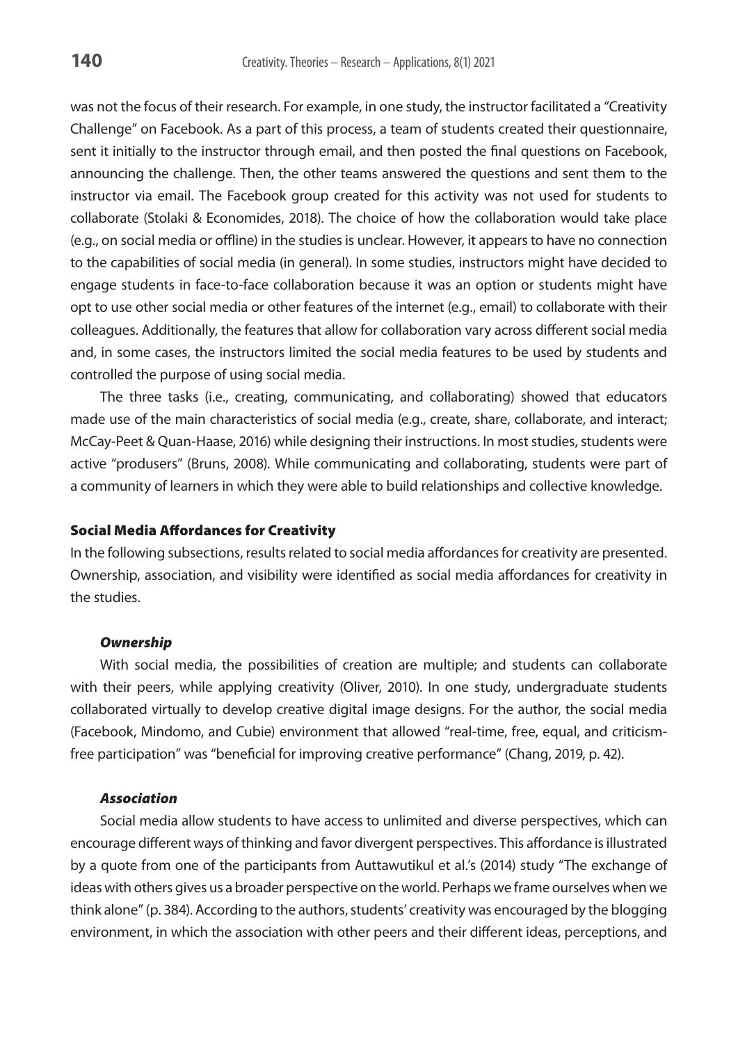was not the focus of their research. For example, in one study, the instructor facilitated a "Creativity Challenge" on Facebook. As a part of this process, a team of students created their questionnaire, sent it initially to the instructor through email, and then posted the final questions on Facebook, announcing the challenge. Then, the other teams answered the questions and sent them to the instructor via email. The Facebook group created for this activity was not used for students to collaborate (Stolaki & Economides, 2018). The choice of how the collaboration would take place (e.g., on social media or offline) in the studies is unclear. However, it appears to have no connection to the capabilities of social media (in general). In some studies, instructors might have decided to engage students in face-to-face collaboration because it was an option or students might have opt to use other social media or other features of the internet (e.g., email) to collaborate with their colleagues. Additionally, the features that allow for collaboration vary across different social media and, in some cases, the instructors limited the social media features to be used by students and controlled the purpose of using social media.

The three tasks (i.e., creating, communicating, and collaborating) showed that educators made use of the main characteristics of social media (e.g., create, share, collaborate, and interact; McCay-Peet & Quan-Haase, 2016) while designing their instructions. In most studies, students were active "produsers" (Bruns, 2008). While communicating and collaborating, students were part of a community of learners in which they were able to build relationships and collective knowledge.

## Social Media Affordances for Creativity

In the following subsections, results related to social media affordances for creativity are presented. Ownership, association, and visibility were identified as social media affordances for creativity in the studies.

### *Ownership*

With social media, the possibilities of creation are multiple; and students can collaborate with their peers, while applying creativity (Oliver, 2010). In one study, undergraduate students collaborated virtually to develop creative digital image designs. For the author, the social media (Facebook, Mindomo, and Cubie) environment that allowed "real-time, free, equal, and criticism-free participation" was "beneficial for improving creative performance" (Chang, 2019, p. 42).

### *Association*

Social media allow students to have access to unlimited and diverse perspectives, which can encourage different ways of thinking and favor divergent perspectives. This affordance is illustrated by a quote from one of the participants from Auttawutikul et al.'s (2014) study "The exchange of ideas with others gives us a broader perspective on the world. Perhaps we frame ourselves when we think alone" (p. 384). According to the authors, students' creativity was encouraged by the blogging environment, in which the association with other peers and their different ideas, perceptions, and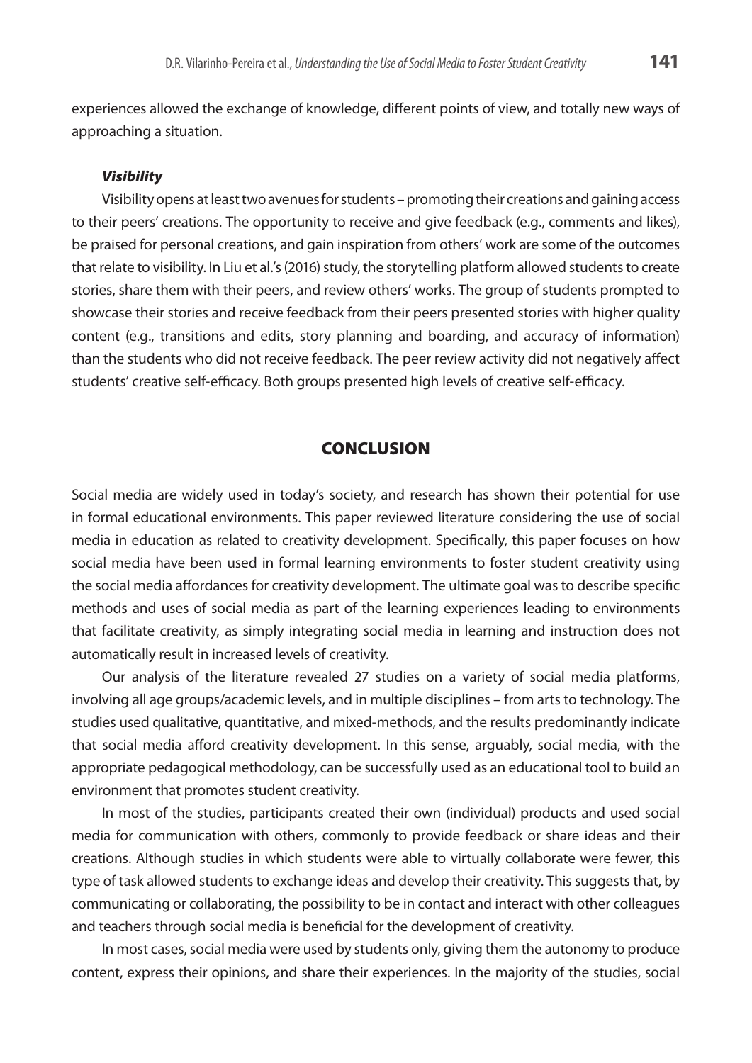experiences allowed the exchange of knowledge, different points of view, and totally new ways of approaching a situation.

#### *Visibility*

Visibility opens at least two avenues for students – promoting their creations and gaining access to their peers' creations. The opportunity to receive and give feedback (e.g., comments and likes), be praised for personal creations, and gain inspiration from others' work are some of the outcomes that relate to visibility. In Liu et al.'s (2016) study, the storytelling platform allowed students to create stories, share them with their peers, and review others' works. The group of students prompted to showcase their stories and receive feedback from their peers presented stories with higher quality content (e.g., transitions and edits, story planning and boarding, and accuracy of information) than the students who did not receive feedback. The peer review activity did not negatively affect students' creative self-efficacy. Both groups presented high levels of creative self-efficacy.

## CONCLUSION

Social media are widely used in today's society, and research has shown their potential for use in formal educational environments. This paper reviewed literature considering the use of social media in education as related to creativity development. Specifically, this paper focuses on how social media have been used in formal learning environments to foster student creativity using the social media affordances for creativity development. The ultimate goal was to describe specific methods and uses of social media as part of the learning experiences leading to environments that facilitate creativity, as simply integrating social media in learning and instruction does not automatically result in increased levels of creativity.

Our analysis of the literature revealed 27 studies on a variety of social media platforms, involving all age groups/academic levels, and in multiple disciplines – from arts to technology. The studies used qualitative, quantitative, and mixed-methods, and the results predominantly indicate that social media afford creativity development. In this sense, arguably, social media, with the appropriate pedagogical methodology, can be successfully used as an educational tool to build an environment that promotes student creativity.

In most of the studies, participants created their own (individual) products and used social media for communication with others, commonly to provide feedback or share ideas and their creations. Although studies in which students were able to virtually collaborate were fewer, this type of task allowed students to exchange ideas and develop their creativity. This suggests that, by communicating or collaborating, the possibility to be in contact and interact with other colleagues and teachers through social media is beneficial for the development of creativity.

In most cases, social media were used by students only, giving them the autonomy to produce content, express their opinions, and share their experiences. In the majority of the studies, social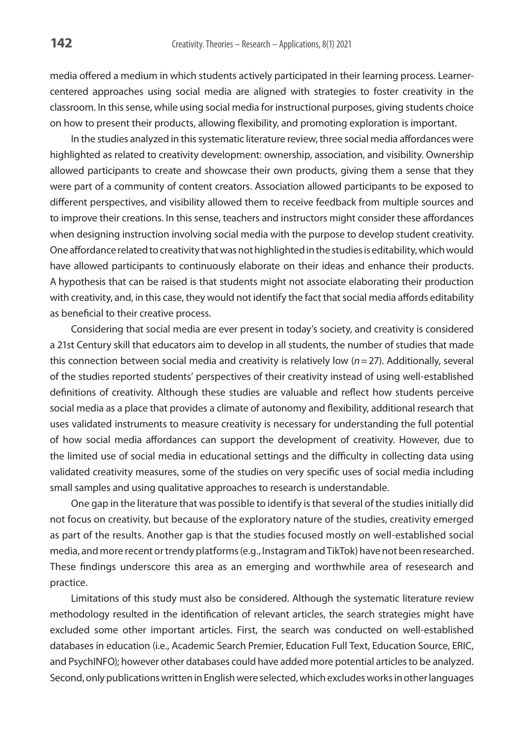media offered a medium in which students actively participated in their learning process. Learner-centered approaches using social media are aligned with strategies to foster creativity in the classroom. In this sense, while using social media for instructional purposes, giving students choice on how to present their products, allowing flexibility, and promoting exploration is important.

In the studies analyzed in this systematic literature review, three social media affordances were highlighted as related to creativity development: ownership, association, and visibility. Ownership allowed participants to create and showcase their own products, giving them a sense that they were part of a community of content creators. Association allowed participants to be exposed to different perspectives, and visibility allowed them to receive feedback from multiple sources and to improve their creations. In this sense, teachers and instructors might consider these affordances when designing instruction involving social media with the purpose to develop student creativity. One affordance related to creativity that was not highlighted in the studies is editability, which would have allowed participants to continuously elaborate on their ideas and enhance their products. A hypothesis that can be raised is that students might not associate elaborating their production with creativity, and, in this case, they would not identify the fact that social media affords editability as beneficial to their creative process.

Considering that social media are ever present in today's society, and creativity is considered a 21st Century skill that educators aim to develop in all students, the number of studies that made this connection between social media and creativity is relatively low ($n = 27$). Additionally, several of the studies reported students' perspectives of their creativity instead of using well-established definitions of creativity. Although these studies are valuable and reflect how students perceive social media as a place that provides a climate of autonomy and flexibility, additional research that uses validated instruments to measure creativity is necessary for understanding the full potential of how social media affordances can support the development of creativity. However, due to the limited use of social media in educational settings and the difficulty in collecting data using validated creativity measures, some of the studies on very specific uses of social media including small samples and using qualitative approaches to research is understandable.

One gap in the literature that was possible to identify is that several of the studies initially did not focus on creativity, but because of the exploratory nature of the studies, creativity emerged as part of the results. Another gap is that the studies focused mostly on well-established social media, and more recent or trendy platforms (e.g., Instagram and TikTok) have not been researched. These findings underscore this area as an emerging and worthwhile area of resesearch and practice.

Limitations of this study must also be considered. Although the systematic literature review methodology resulted in the identification of relevant articles, the search strategies might have excluded some other important articles. First, the search was conducted on well-established databases in education (i.e., Academic Search Premier, Education Full Text, Education Source, ERIC, and PsychINFO); however other databases could have added more potential articles to be analyzed. Second, only publications written in English were selected, which excludes works in other languages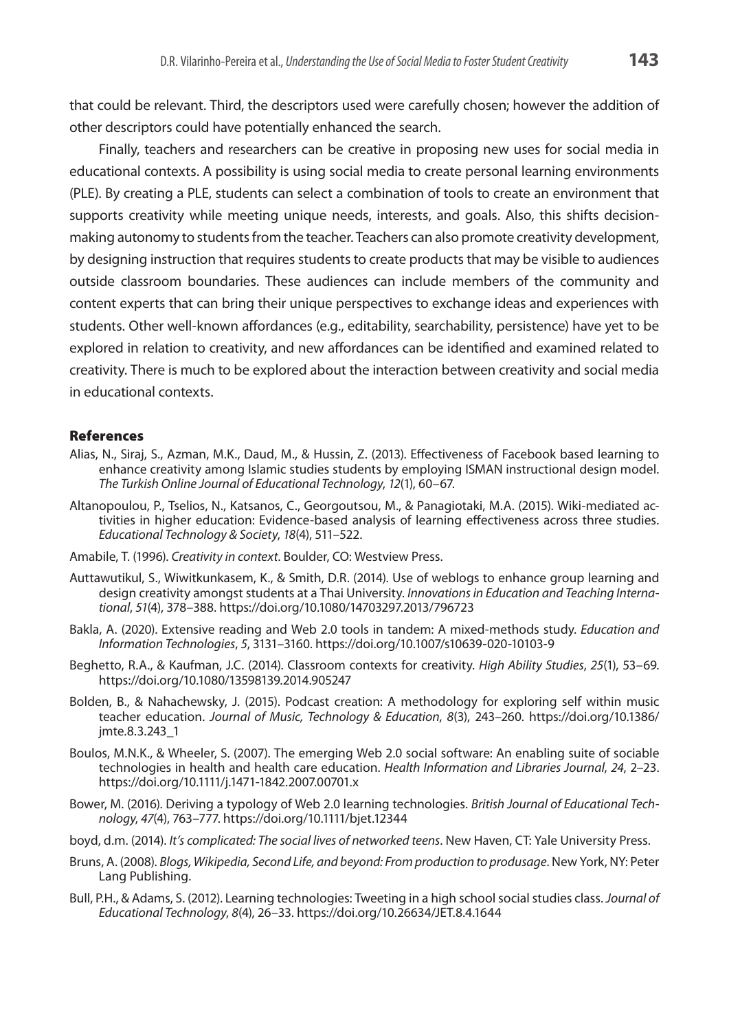that could be relevant. Third, the descriptors used were carefully chosen; however the addition of other descriptors could have potentially enhanced the search.

Finally, teachers and researchers can be creative in proposing new uses for social media in educational contexts. A possibility is using social media to create personal learning environments (PLE). By creating a PLE, students can select a combination of tools to create an environment that supports creativity while meeting unique needs, interests, and goals. Also, this shifts decision-making autonomy to students from the teacher. Teachers can also promote creativity development, by designing instruction that requires students to create products that may be visible to audiences outside classroom boundaries. These audiences can include members of the community and content experts that can bring their unique perspectives to exchange ideas and experiences with students. Other well-known affordances (e.g., editability, searchability, persistence) have yet to be explored in relation to creativity, and new affordances can be identified and examined related to creativity. There is much to be explored about the interaction between creativity and social media in educational contexts.

## References

Alias, N., Siraj, S., Azman, M.K., Daud, M., & Hussin, Z. (2013). Effectiveness of Facebook based learning to enhance creativity among Islamic studies students by employing ISMAN instructional design model. *The Turkish Online Journal of Educational Technology*, *12*(1), 60–67.

Altanopoulou, P., Tselios, N., Katsanos, C., Georgoutsou, M., & Panagiotaki, M.A. (2015). Wiki-mediated activities in higher education: Evidence-based analysis of learning effectiveness across three studies. *Educational Technology & Society*, *18*(4), 511–522.

Amabile, T. (1996). *Creativity in context*. Boulder, CO: Westview Press.

Auttawutikul, S., Wiwitkunkasem, K., & Smith, D.R. (2014). Use of weblogs to enhance group learning and design creativity amongst students at a Thai University. *Innovations in Education and Teaching International*, *51*(4), 378–388. https://doi.org/10.1080/14703297.2013/796723

Bakla, A. (2020). Extensive reading and Web 2.0 tools in tandem: A mixed-methods study. *Education and Information Technologies*, *5*, 3131–3160. https://doi.org/10.1007/s10639-020-10103-9

Beghetto, R.A., & Kaufman, J.C. (2014). Classroom contexts for creativity. *High Ability Studies*, *25*(1), 53–69. https://doi.org/10.1080/13598139.2014.905247

Bolden, B., & Nahachewsky, J. (2015). Podcast creation: A methodology for exploring self within music teacher education. *Journal of Music, Technology & Education*, *8*(3), 243–260. https://doi.org/10.1386/jmte.8.3.243_1

Boulos, M.N.K., & Wheeler, S. (2007). The emerging Web 2.0 social software: An enabling suite of sociable technologies in health and health care education. *Health Information and Libraries Journal*, *24*, 2–23. https://doi.org/10.1111/j.1471-1842.2007.00701.x

Bower, M. (2016). Deriving a typology of Web 2.0 learning technologies. *British Journal of Educational Technology*, *47*(4), 763–777. https://doi.org/10.1111/bjet.12344

boyd, d.m. (2014). *It's complicated: The social lives of networked teens*. New Haven, CT: Yale University Press.

Bruns, A. (2008). *Blogs, Wikipedia, Second Life, and beyond: From production to produsage*. New York, NY: Peter Lang Publishing.

Bull, P.H., & Adams, S. (2012). Learning technologies: Tweeting in a high school social studies class. *Journal of Educational Technology*, *8*(4), 26–33. https://doi.org/10.26634/JET.8.4.1644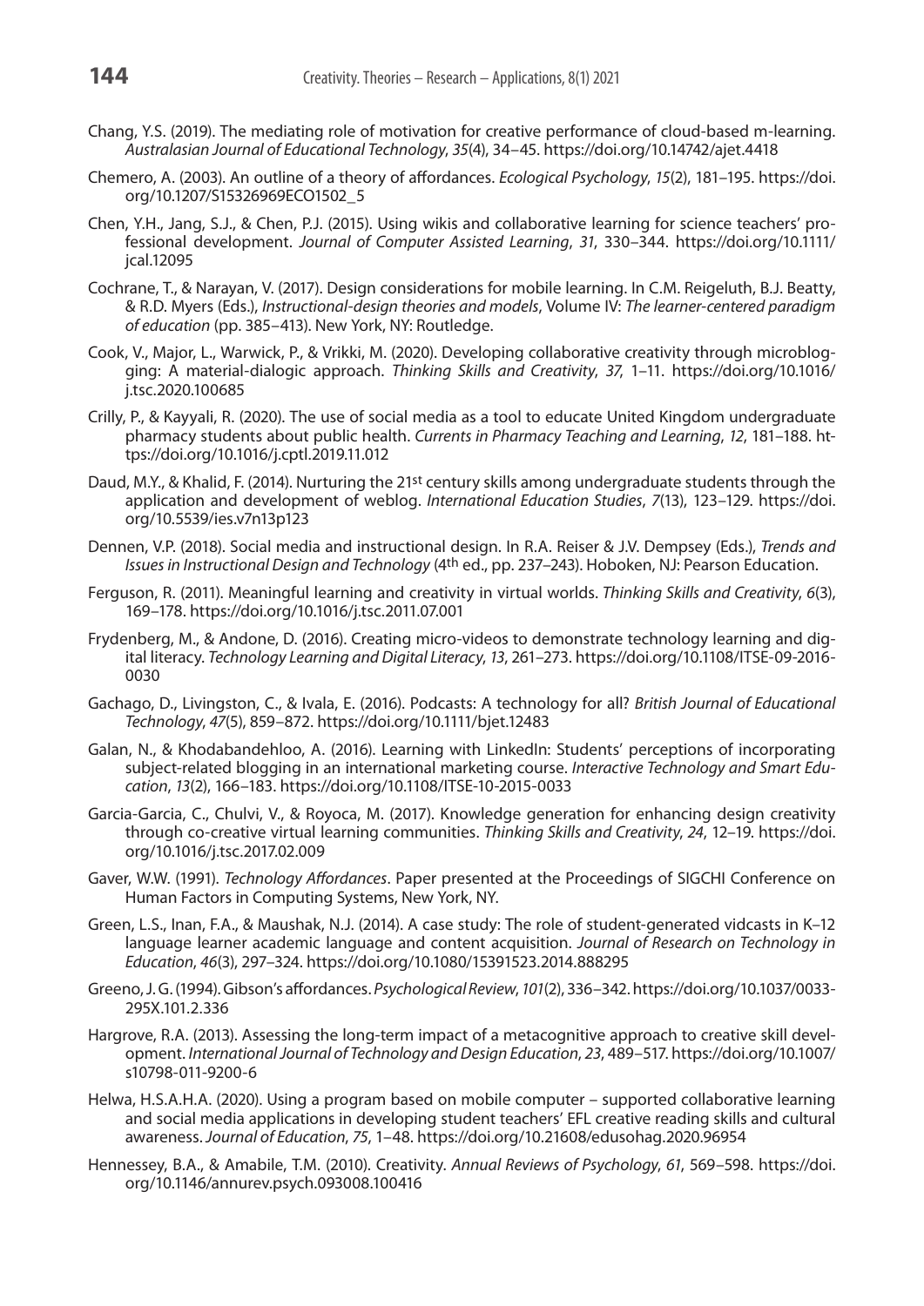Chang, Y.S. (2019). The mediating role of motivation for creative performance of cloud-based m-learning. *Australasian Journal of Educational Technology*, *35*(4), 34–45. https://doi.org/10.14742/ajet.4418

Chemero, A. (2003). An outline of a theory of affordances. *Ecological Psychology*, *15*(2), 181–195. https://doi.org/10.1207/S15326969ECO1502_5

Chen, Y.H., Jang, S.J., & Chen, P.J. (2015). Using wikis and collaborative learning for science teachers' professional development. *Journal of Computer Assisted Learning*, *31*, 330–344. https://doi.org/10.1111/jcal.12095

Cochrane, T., & Narayan, V. (2017). Design considerations for mobile learning. In C.M. Reigeluth, B.J. Beatty, & R.D. Myers (Eds.), *Instructional-design theories and models*, Volume IV: *The learner-centered paradigm of education* (pp. 385–413). New York, NY: Routledge.

Cook, V., Major, L., Warwick, P., & Vrikki, M. (2020). Developing collaborative creativity through microblogging: A material-dialogic approach. *Thinking Skills and Creativity*, *37*, 1–11. https://doi.org/10.1016/j.tsc.2020.100685

Crilly, P., & Kayyali, R. (2020). The use of social media as a tool to educate United Kingdom undergraduate pharmacy students about public health. *Currents in Pharmacy Teaching and Learning*, *12*, 181–188. https://doi.org/10.1016/j.cptl.2019.11.012

Daud, M.Y., & Khalid, F. (2014). Nurturing the 21st century skills among undergraduate students through the application and development of weblog. *International Education Studies*, *7*(13), 123–129. https://doi.org/10.5539/ies.v7n13p123

Dennen, V.P. (2018). Social media and instructional design. In R.A. Reiser & J.V. Dempsey (Eds.), *Trends and Issues in Instructional Design and Technology* (4th ed., pp. 237–243). Hoboken, NJ: Pearson Education.

Ferguson, R. (2011). Meaningful learning and creativity in virtual worlds. *Thinking Skills and Creativity*, *6*(3), 169–178. https://doi.org/10.1016/j.tsc.2011.07.001

Frydenberg, M., & Andone, D. (2016). Creating micro-videos to demonstrate technology learning and digital literacy. *Technology Learning and Digital Literacy*, *13*, 261–273. https://doi.org/10.1108/ITSE-09-2016-0030

Gachago, D., Livingston, C., & Ivala, E. (2016). Podcasts: A technology for all? *British Journal of Educational Technology*, *47*(5), 859–872. https://doi.org/10.1111/bjet.12483

Galan, N., & Khodabandehloo, A. (2016). Learning with LinkedIn: Students' perceptions of incorporating subject-related blogging in an international marketing course. *Interactive Technology and Smart Education*, *13*(2), 166–183. https://doi.org/10.1108/ITSE-10-2015-0033

Garcia-Garcia, C., Chulvi, V., & Royoca, M. (2017). Knowledge generation for enhancing design creativity through co-creative virtual learning communities. *Thinking Skills and Creativity*, *24*, 12–19. https://doi.org/10.1016/j.tsc.2017.02.009

Gaver, W.W. (1991). *Technology Affordances*. Paper presented at the Proceedings of SIGCHI Conference on Human Factors in Computing Systems, New York, NY.

Green, L.S., Inan, F.A., & Maushak, N.J. (2014). A case study: The role of student-generated vidcasts in K–12 language learner academic language and content acquisition. *Journal of Research on Technology in Education*, *46*(3), 297–324. https://doi.org/10.1080/15391523.2014.888295

Greeno, J.G. (1994). Gibson's affordances. *Psychological Review*, *101*(2), 336–342. https://doi.org/10.1037/0033-295X.101.2.336

Hargrove, R.A. (2013). Assessing the long-term impact of a metacognitive approach to creative skill development. *International Journal of Technology and Design Education*, *23*, 489–517. https://doi.org/10.1007/s10798-011-9200-6

Helwa, H.S.A.H.A. (2020). Using a program based on mobile computer – supported collaborative learning and social media applications in developing student teachers' EFL creative reading skills and cultural awareness. *Journal of Education*, *75*, 1–48. https://doi.org/10.21608/edusohag.2020.96954

Hennessey, B.A., & Amabile, T.M. (2010). Creativity. *Annual Reviews of Psychology*, *61*, 569–598. https://doi.org/10.1146/annurev.psych.093008.100416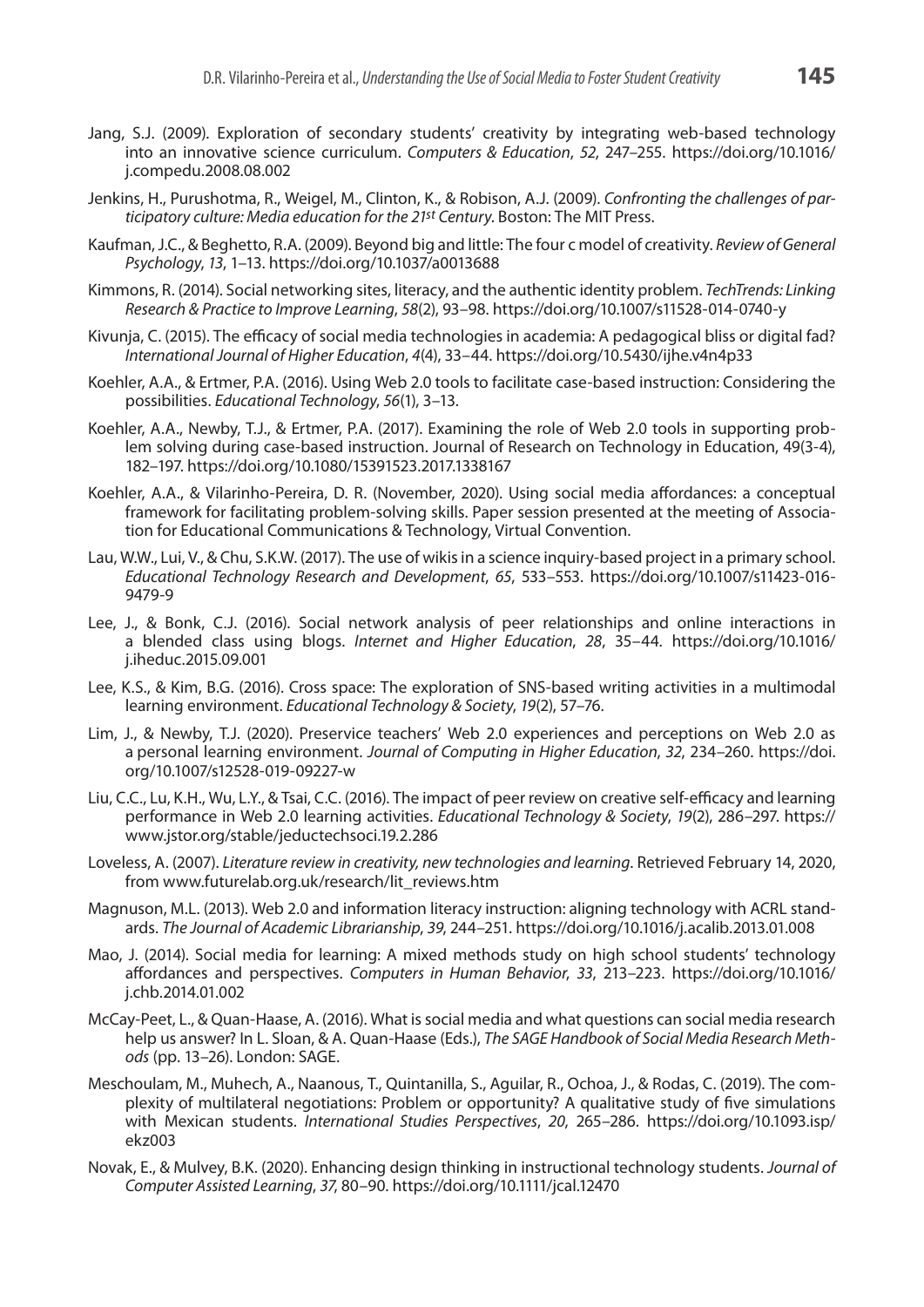Jang, S.J. (2009). Exploration of secondary students' creativity by integrating web-based technology into an innovative science curriculum. *Computers & Education*, *52*, 247–255. https://doi.org/10.1016/j.compedu.2008.08.002

Jenkins, H., Purushotma, R., Weigel, M., Clinton, K., & Robison, A.J. (2009). *Confronting the challenges of participatory culture: Media education for the 21st Century*. Boston: The MIT Press.

Kaufman, J.C., & Beghetto, R.A. (2009). Beyond big and little: The four c model of creativity. *Review of General Psychology*, *13*, 1–13. https://doi.org/10.1037/a0013688

Kimmons, R. (2014). Social networking sites, literacy, and the authentic identity problem. *TechTrends: Linking Research & Practice to Improve Learning*, *58*(2), 93–98. https://doi.org/10.1007/s11528-014-0740-y

Kivunja, C. (2015). The efficacy of social media technologies in academia: A pedagogical bliss or digital fad? *International Journal of Higher Education*, *4*(4), 33–44. https://doi.org/10.5430/ijhe.v4n4p33

Koehler, A.A., & Ertmer, P.A. (2016). Using Web 2.0 tools to facilitate case-based instruction: Considering the possibilities. *Educational Technology*, *56*(1), 3–13.

Koehler, A.A., Newby, T.J., & Ertmer, P.A. (2017). Examining the role of Web 2.0 tools in supporting problem solving during case-based instruction. Journal of Research on Technology in Education, 49(3-4), 182–197. https://doi.org/10.1080/15391523.2017.1338167

Koehler, A.A., & Vilarinho-Pereira, D. R. (November, 2020). Using social media affordances: a conceptual framework for facilitating problem-solving skills. Paper session presented at the meeting of Association for Educational Communications & Technology, Virtual Convention.

Lau, W.W., Lui, V., & Chu, S.K.W. (2017). The use of wikis in a science inquiry-based project in a primary school. *Educational Technology Research and Development*, *65*, 533–553. https://doi.org/10.1007/s11423-016-9479-9

Lee, J., & Bonk, C.J. (2016). Social network analysis of peer relationships and online interactions in a blended class using blogs. *Internet and Higher Education*, *28*, 35–44. https://doi.org/10.1016/j.iheduc.2015.09.001

Lee, K.S., & Kim, B.G. (2016). Cross space: The exploration of SNS-based writing activities in a multimodal learning environment. *Educational Technology & Society*, *19*(2), 57–76.

Lim, J., & Newby, T.J. (2020). Preservice teachers' Web 2.0 experiences and perceptions on Web 2.0 as a personal learning environment. *Journal of Computing in Higher Education*, *32*, 234–260. https://doi.org/10.1007/s12528-019-09227-w

Liu, C.C., Lu, K.H., Wu, L.Y., & Tsai, C.C. (2016). The impact of peer review on creative self-efficacy and learning performance in Web 2.0 learning activities. *Educational Technology & Society*, *19*(2), 286–297. https://www.jstor.org/stable/jeductechsoci.19.2.286

Loveless, A. (2007). *Literature review in creativity, new technologies and learning*. Retrieved February 14, 2020, from www.futurelab.org.uk/research/lit_reviews.htm

Magnuson, M.L. (2013). Web 2.0 and information literacy instruction: aligning technology with ACRL standards. *The Journal of Academic Librarianship*, *39*, 244–251. https://doi.org/10.1016/j.acalib.2013.01.008

Mao, J. (2014). Social media for learning: A mixed methods study on high school students' technology affordances and perspectives. *Computers in Human Behavior*, *33*, 213–223. https://doi.org/10.1016/j.chb.2014.01.002

McCay-Peet, L., & Quan-Haase, A. (2016). What is social media and what questions can social media research help us answer? In L. Sloan, & A. Quan-Haase (Eds.), *The SAGE Handbook of Social Media Research Methods* (pp. 13–26). London: SAGE.

Meschoulam, M., Muhech, A., Naanous, T., Quintanilla, S., Aguilar, R., Ochoa, J., & Rodas, C. (2019). The complexity of multilateral negotiations: Problem or opportunity? A qualitative study of five simulations with Mexican students. *International Studies Perspectives*, *20*, 265–286. https://doi.org/10.1093.isp/ekz003

Novak, E., & Mulvey, B.K. (2020). Enhancing design thinking in instructional technology students. *Journal of Computer Assisted Learning*, *37*, 80–90. https://doi.org/10.1111/jcal.12470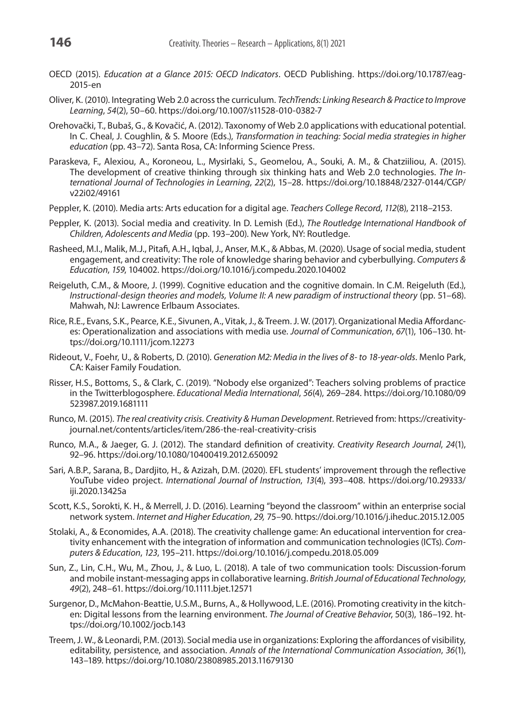OECD (2015). *Education at a Glance 2015: OECD Indicators*. OECD Publishing. https://doi.org/10.1787/eag-2015-en

Oliver, K. (2010). Integrating Web 2.0 across the curriculum. *TechTrends: Linking Research & Practice to Improve Learning*, *54*(2), 50–60. https://doi.org/10.1007/s11528-010-0382-7

Orehovački, T., Bubaš, G., & Kovačić, A. (2012). Taxonomy of Web 2.0 applications with educational potential. In C. Cheal, J. Coughlin, & S. Moore (Eds.), *Transformation in teaching: Social media strategies in higher education* (pp. 43–72). Santa Rosa, CA: Informing Science Press.

Paraskeva, F., Alexiou, A., Koroneou, L., Mysirlaki, S., Geomelou, A., Souki, A. M., & Chatziiliou, A. (2015). The development of creative thinking through six thinking hats and Web 2.0 technologies. *The International Journal of Technologies in Learning*, *22*(2), 15–28. https://doi.org/10.18848/2327-0144/CGP/v22i02/49161

Peppler, K. (2010). Media arts: Arts education for a digital age. *Teachers College Record*, *112*(8), 2118–2153.

Peppler, K. (2013). Social media and creativity. In D. Lemish (Ed.), *The Routledge International Handbook of Children, Adolescents and Media* (pp. 193–200). New York, NY: Routledge.

Rasheed, M.I., Malik, M.J., Pitafi, A.H., Iqbal, J., Anser, M.K., & Abbas, M. (2020). Usage of social media, student engagement, and creativity: The role of knowledge sharing behavior and cyberbullying. *Computers & Education*, *159*, 104002. https://doi.org/10.1016/j.compedu.2020.104002

Reigeluth, C.M., & Moore, J. (1999). Cognitive education and the cognitive domain. In C.M. Reigeluth (Ed.), *Instructional-design theories and models, Volume II: A new paradigm of instructional theory* (pp. 51–68). Mahwah, NJ: Lawrence Erlbaum Associates.

Rice, R.E., Evans, S.K., Pearce, K.E., Sivunen, A., Vitak, J., & Treem. J. W. (2017). Organizational Media Affordances: Operationalization and associations with media use. *Journal of Communication*, *67*(1), 106–130. https://doi.org/10.1111/jcom.12273

Rideout, V., Foehr, U., & Roberts, D. (2010). *Generation M2: Media in the lives of 8- to 18-year-olds*. Menlo Park, CA: Kaiser Family Foudation.

Risser, H.S., Bottoms, S., & Clark, C. (2019). "Nobody else organized": Teachers solving problems of practice in the Twitterblogosphere. *Educational Media International*, *56*(4), 269–284. https://doi.org/10.1080/09523987.2019.1681111

Runco, M. (2015). *The real creativity crisis*. *Creativity & Human Development*. Retrieved from: https://creativity-journal.net/contents/articles/item/286-the-real-creativity-crisis

Runco, M.A., & Jaeger, G. J. (2012). The standard definition of creativity. *Creativity Research Journal*, *24*(1), 92–96. https://doi.org/10.1080/10400419.2012.650092

Sari, A.B.P., Sarana, B., Dardjito, H., & Azizah, D.M. (2020). EFL students' improvement through the reflective YouTube video project. *International Journal of Instruction*, *13*(4), 393–408. https://doi.org/10.29333/iji.2020.13425a

Scott, K.S., Sorokti, K. H., & Merrell, J. D. (2016). Learning "beyond the classroom" within an enterprise social network system. *Internet and Higher Education*, *29,* 75–90. https://doi.org/10.1016/j.iheduc.2015.12.005

Stolaki, A., & Economides, A.A. (2018). The creativity challenge game: An educational intervention for creativity enhancement with the integration of information and communication technologies (ICTs). *Computers & Education*, *123*, 195–211. https://doi.org/10.1016/j.compedu.2018.05.009

Sun, Z., Lin, C.H., Wu, M., Zhou, J., & Luo, L. (2018). A tale of two communication tools: Discussion-forum and mobile instant-messaging apps in collaborative learning. *British Journal of Educational Technology*, *49*(2), 248–61. https://doi.org/10.1111.bjet.12571

Surgenor, D., McMahon-Beattie, U.S.M., Burns, A., & Hollywood, L.E. (2016). Promoting creativity in the kitchen: Digital lessons from the learning environment. *The Journal of Creative Behavior*, 50(3), 186–192. https://doi.org/10.1002/jocb.143

Treem, J. W., & Leonardi, P.M. (2013). Social media use in organizations: Exploring the affordances of visibility, editability, persistence, and association. *Annals of the International Communication Association*, *36*(1), 143–189. https://doi.org/10.1080/23808985.2013.11679130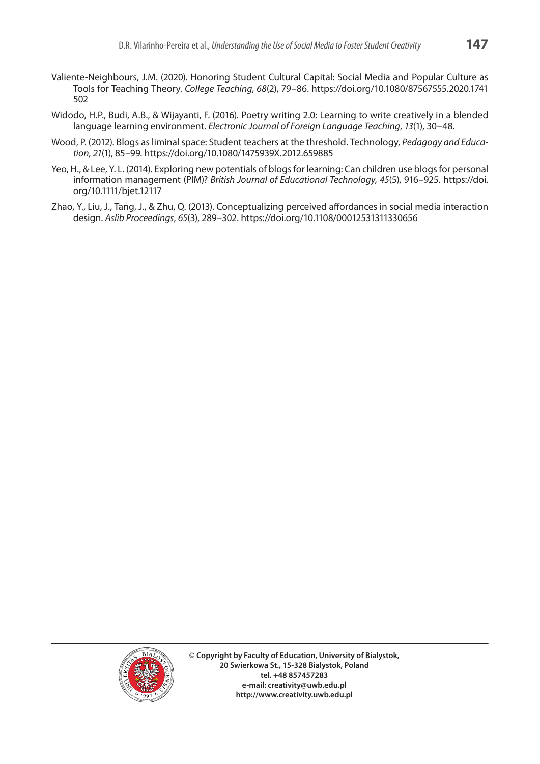Valiente-Neighbours, J.M. (2020). Honoring Student Cultural Capital: Social Media and Popular Culture as Tools for Teaching Theory. *College Teaching*, *68*(2), 79–86. https://doi.org/10.1080/87567555.2020.1741502

Widodo, H.P., Budi, A.B., & Wijayanti, F. (2016). Poetry writing 2.0: Learning to write creatively in a blended language learning environment. *Electronic Journal of Foreign Language Teaching*, *13*(1), 30–48.

Wood, P. (2012). Blogs as liminal space: Student teachers at the threshold. Technology, *Pedagogy and Education*, *21*(1), 85–99. https://doi.org/10.1080/1475939X.2012.659885

Yeo, H., & Lee, Y. L. (2014). Exploring new potentials of blogs for learning: Can children use blogs for personal information management (PIM)? *British Journal of Educational Technology*, *45*(5), 916–925. https://doi.org/10.1111/bjet.12117

Zhao, Y., Liu, J., Tang, J., & Zhu, Q. (2013). Conceptualizing perceived affordances in social media interaction design. *Aslib Proceedings*, *65*(3), 289–302. https://doi.org/10.1108/00012531311330656

**© Copyright by Faculty of Education, University of Bialystok,**
**20 Swierkowa St., 15-328 Bialystok, Poland**
**tel. +48 857457283**
**e-mail: creativity@uwb.edu.pl**
**http://www.creativity.uwb.edu.pl**